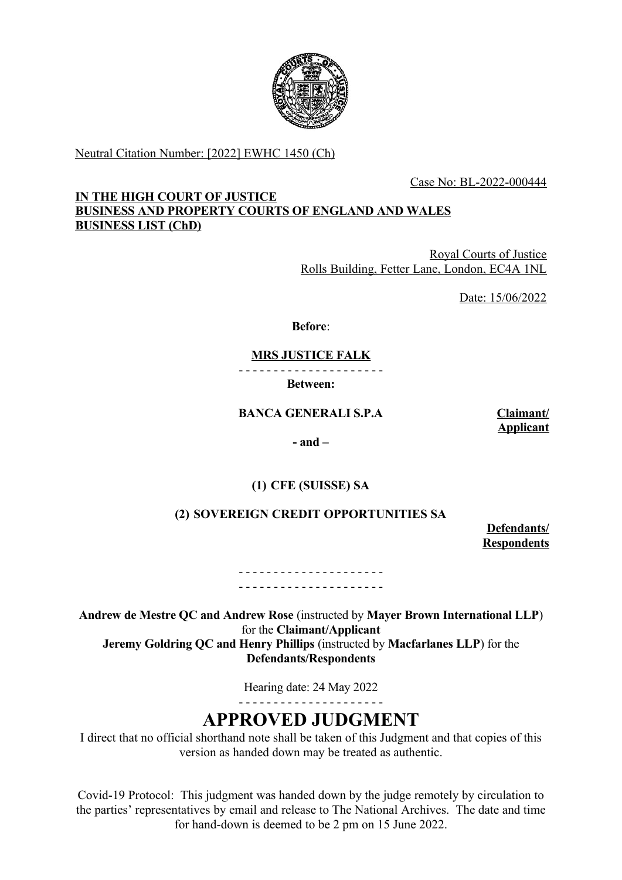Neutral Citation Number: [2022] EWHC 1450 (Ch)

Case No: BL-2022-000444

**IN THE HIGH COURT OF JUSTICE**
**BUSINESS AND PROPERTY COURTS OF ENGLAND AND WALES**
**BUSINESS LIST (ChD)**

Royal Courts of Justice
Rolls Building, Fetter Lane, London, EC4A 1NL

Date: 15/06/2022

**Before**:

**MRS JUSTICE FALK**

- - - - - - - - - - - - - - - - - - - - -

**Between:**

**BANCA GENERALI S.P.A** — **Claimant/ Applicant**

**- and –**

**(1) CFE (SUISSE) SA**

**(2) SOVEREIGN CREDIT OPPORTUNITIES SA**

**Defendants/ Respondents**

- - - - - - - - - - - - - - - - - - - - -
- - - - - - - - - - - - - - - - - - - - -

**Andrew de Mestre QC and Andrew Rose** (instructed by **Mayer Brown International LLP**) for the **Claimant/Applicant**
**Jeremy Goldring QC and Henry Phillips** (instructed by **Macfarlanes LLP**) for the **Defendants/Respondents**

Hearing date: 24 May 2022

- - - - - - - - - - - - - - - - - - - - -

# APPROVED JUDGMENT

I direct that no official shorthand note shall be taken of this Judgment and that copies of this version as handed down may be treated as authentic.

Covid-19 Protocol: This judgment was handed down by the judge remotely by circulation to the parties' representatives by email and release to The National Archives. The date and time for hand-down is deemed to be 2 pm on 15 June 2022.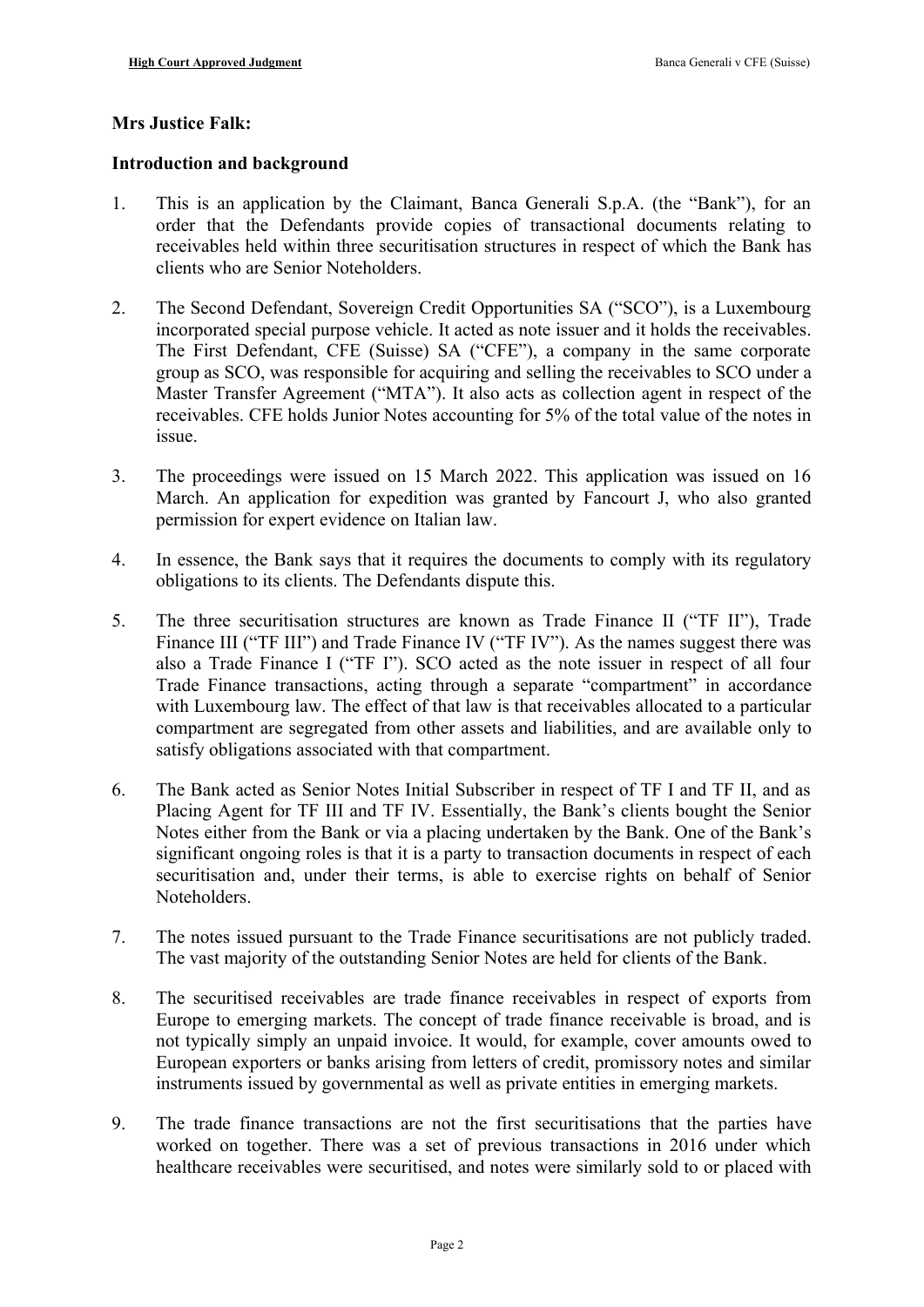**Mrs Justice Falk:**

**Introduction and background**

1. This is an application by the Claimant, Banca Generali S.p.A. (the "Bank"), for an order that the Defendants provide copies of transactional documents relating to receivables held within three securitisation structures in respect of which the Bank has clients who are Senior Noteholders.

2. The Second Defendant, Sovereign Credit Opportunities SA ("SCO"), is a Luxembourg incorporated special purpose vehicle. It acted as note issuer and it holds the receivables. The First Defendant, CFE (Suisse) SA ("CFE"), a company in the same corporate group as SCO, was responsible for acquiring and selling the receivables to SCO under a Master Transfer Agreement ("MTA"). It also acts as collection agent in respect of the receivables. CFE holds Junior Notes accounting for 5% of the total value of the notes in issue.

3. The proceedings were issued on 15 March 2022. This application was issued on 16 March. An application for expedition was granted by Fancourt J, who also granted permission for expert evidence on Italian law.

4. In essence, the Bank says that it requires the documents to comply with its regulatory obligations to its clients. The Defendants dispute this.

5. The three securitisation structures are known as Trade Finance II ("TF II"), Trade Finance III ("TF III") and Trade Finance IV ("TF IV"). As the names suggest there was also a Trade Finance I ("TF I"). SCO acted as the note issuer in respect of all four Trade Finance transactions, acting through a separate "compartment" in accordance with Luxembourg law. The effect of that law is that receivables allocated to a particular compartment are segregated from other assets and liabilities, and are available only to satisfy obligations associated with that compartment.

6. The Bank acted as Senior Notes Initial Subscriber in respect of TF I and TF II, and as Placing Agent for TF III and TF IV. Essentially, the Bank's clients bought the Senior Notes either from the Bank or via a placing undertaken by the Bank. One of the Bank's significant ongoing roles is that it is a party to transaction documents in respect of each securitisation and, under their terms, is able to exercise rights on behalf of Senior Noteholders.

7. The notes issued pursuant to the Trade Finance securitisations are not publicly traded. The vast majority of the outstanding Senior Notes are held for clients of the Bank.

8. The securitised receivables are trade finance receivables in respect of exports from Europe to emerging markets. The concept of trade finance receivable is broad, and is not typically simply an unpaid invoice. It would, for example, cover amounts owed to European exporters or banks arising from letters of credit, promissory notes and similar instruments issued by governmental as well as private entities in emerging markets.

9. The trade finance transactions are not the first securitisations that the parties have worked on together. There was a set of previous transactions in 2016 under which healthcare receivables were securitised, and notes were similarly sold to or placed with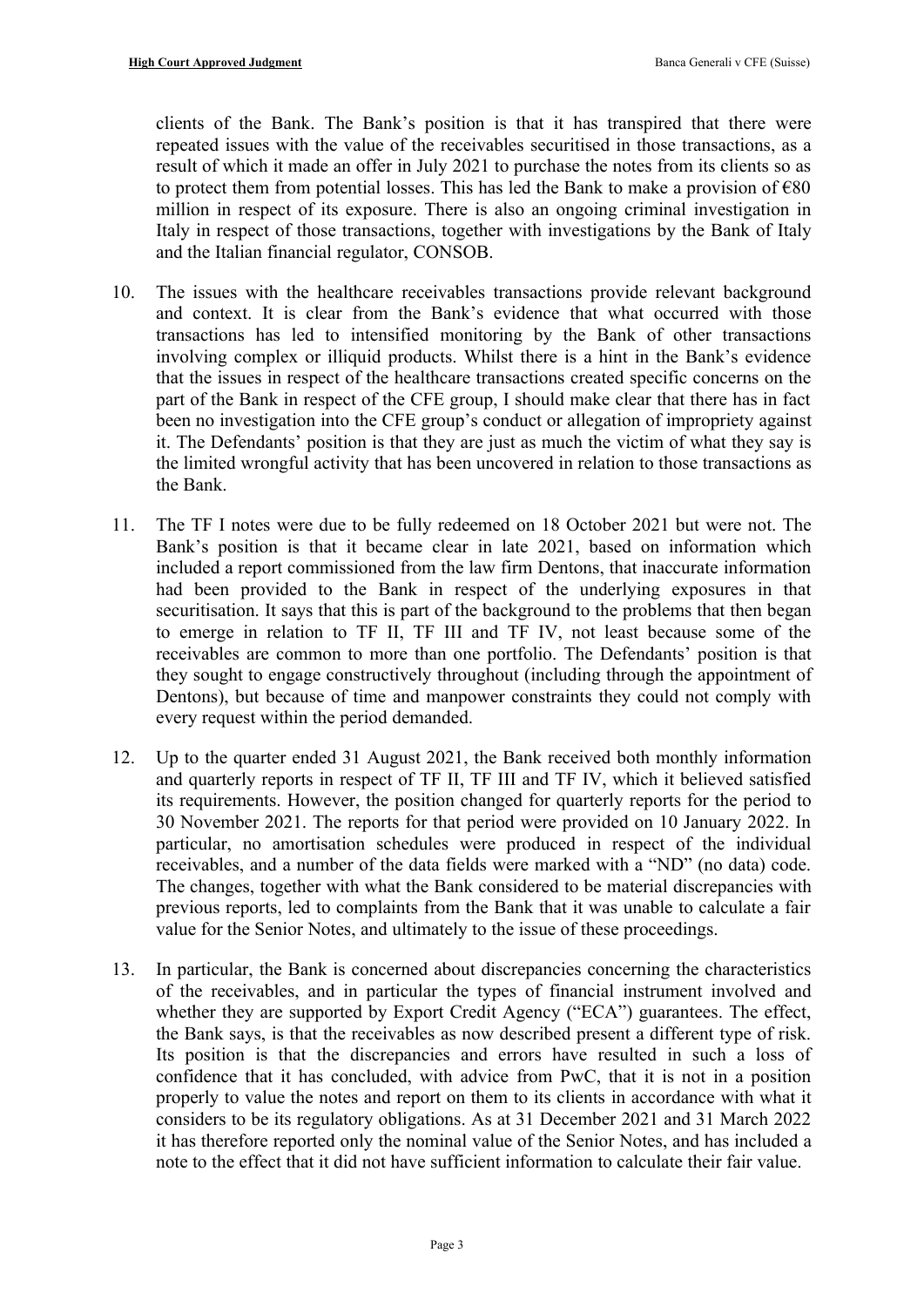clients of the Bank. The Bank's position is that it has transpired that there were repeated issues with the value of the receivables securitised in those transactions, as a result of which it made an offer in July 2021 to purchase the notes from its clients so as to protect them from potential losses. This has led the Bank to make a provision of €80 million in respect of its exposure. There is also an ongoing criminal investigation in Italy in respect of those transactions, together with investigations by the Bank of Italy and the Italian financial regulator, CONSOB.

10. The issues with the healthcare receivables transactions provide relevant background and context. It is clear from the Bank's evidence that what occurred with those transactions has led to intensified monitoring by the Bank of other transactions involving complex or illiquid products. Whilst there is a hint in the Bank's evidence that the issues in respect of the healthcare transactions created specific concerns on the part of the Bank in respect of the CFE group, I should make clear that there has in fact been no investigation into the CFE group's conduct or allegation of impropriety against it. The Defendants' position is that they are just as much the victim of what they say is the limited wrongful activity that has been uncovered in relation to those transactions as the Bank.

11. The TF I notes were due to be fully redeemed on 18 October 2021 but were not. The Bank's position is that it became clear in late 2021, based on information which included a report commissioned from the law firm Dentons, that inaccurate information had been provided to the Bank in respect of the underlying exposures in that securitisation. It says that this is part of the background to the problems that then began to emerge in relation to TF II, TF III and TF IV, not least because some of the receivables are common to more than one portfolio. The Defendants' position is that they sought to engage constructively throughout (including through the appointment of Dentons), but because of time and manpower constraints they could not comply with every request within the period demanded.

12. Up to the quarter ended 31 August 2021, the Bank received both monthly information and quarterly reports in respect of TF II, TF III and TF IV, which it believed satisfied its requirements. However, the position changed for quarterly reports for the period to 30 November 2021. The reports for that period were provided on 10 January 2022. In particular, no amortisation schedules were produced in respect of the individual receivables, and a number of the data fields were marked with a "ND" (no data) code. The changes, together with what the Bank considered to be material discrepancies with previous reports, led to complaints from the Bank that it was unable to calculate a fair value for the Senior Notes, and ultimately to the issue of these proceedings.

13. In particular, the Bank is concerned about discrepancies concerning the characteristics of the receivables, and in particular the types of financial instrument involved and whether they are supported by Export Credit Agency ("ECA") guarantees. The effect, the Bank says, is that the receivables as now described present a different type of risk. Its position is that the discrepancies and errors have resulted in such a loss of confidence that it has concluded, with advice from PwC, that it is not in a position properly to value the notes and report on them to its clients in accordance with what it considers to be its regulatory obligations. As at 31 December 2021 and 31 March 2022 it has therefore reported only the nominal value of the Senior Notes, and has included a note to the effect that it did not have sufficient information to calculate their fair value.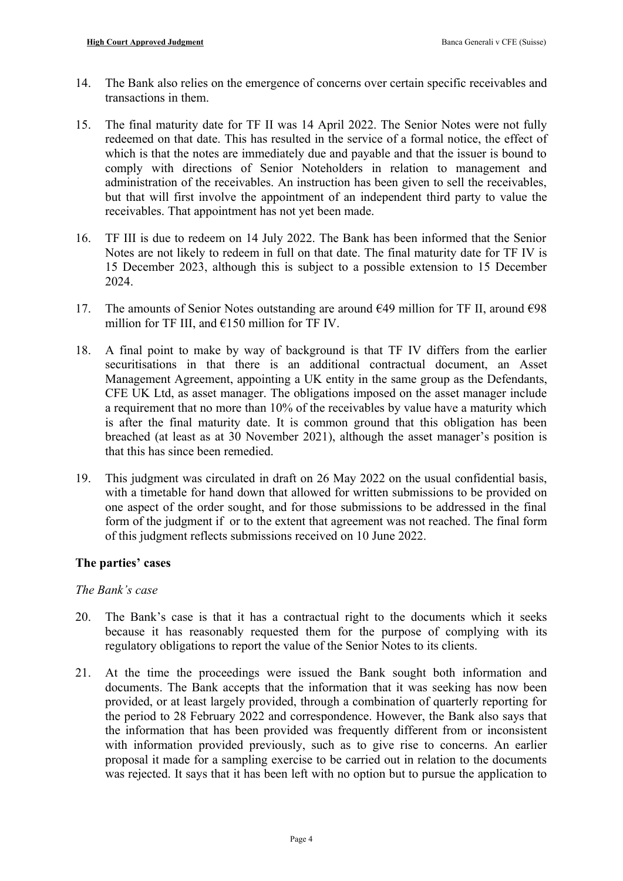14. The Bank also relies on the emergence of concerns over certain specific receivables and transactions in them.

15. The final maturity date for TF II was 14 April 2022. The Senior Notes were not fully redeemed on that date. This has resulted in the service of a formal notice, the effect of which is that the notes are immediately due and payable and that the issuer is bound to comply with directions of Senior Noteholders in relation to management and administration of the receivables. An instruction has been given to sell the receivables, but that will first involve the appointment of an independent third party to value the receivables. That appointment has not yet been made.

16. TF III is due to redeem on 14 July 2022. The Bank has been informed that the Senior Notes are not likely to redeem in full on that date. The final maturity date for TF IV is 15 December 2023, although this is subject to a possible extension to 15 December 2024.

17. The amounts of Senior Notes outstanding are around €49 million for TF II, around €98 million for TF III, and €150 million for TF IV.

18. A final point to make by way of background is that TF IV differs from the earlier securitisations in that there is an additional contractual document, an Asset Management Agreement, appointing a UK entity in the same group as the Defendants, CFE UK Ltd, as asset manager. The obligations imposed on the asset manager include a requirement that no more than 10% of the receivables by value have a maturity which is after the final maturity date. It is common ground that this obligation has been breached (at least as at 30 November 2021), although the asset manager's position is that this has since been remedied.

19. This judgment was circulated in draft on 26 May 2022 on the usual confidential basis, with a timetable for hand down that allowed for written submissions to be provided on one aspect of the order sought, and for those submissions to be addressed in the final form of the judgment if or to the extent that agreement was not reached. The final form of this judgment reflects submissions received on 10 June 2022.

## The parties' cases

### *The Bank's case*

20. The Bank's case is that it has a contractual right to the documents which it seeks because it has reasonably requested them for the purpose of complying with its regulatory obligations to report the value of the Senior Notes to its clients.

21. At the time the proceedings were issued the Bank sought both information and documents. The Bank accepts that the information that it was seeking has now been provided, or at least largely provided, through a combination of quarterly reporting for the period to 28 February 2022 and correspondence. However, the Bank also says that the information that has been provided was frequently different from or inconsistent with information provided previously, such as to give rise to concerns. An earlier proposal it made for a sampling exercise to be carried out in relation to the documents was rejected. It says that it has been left with no option but to pursue the application to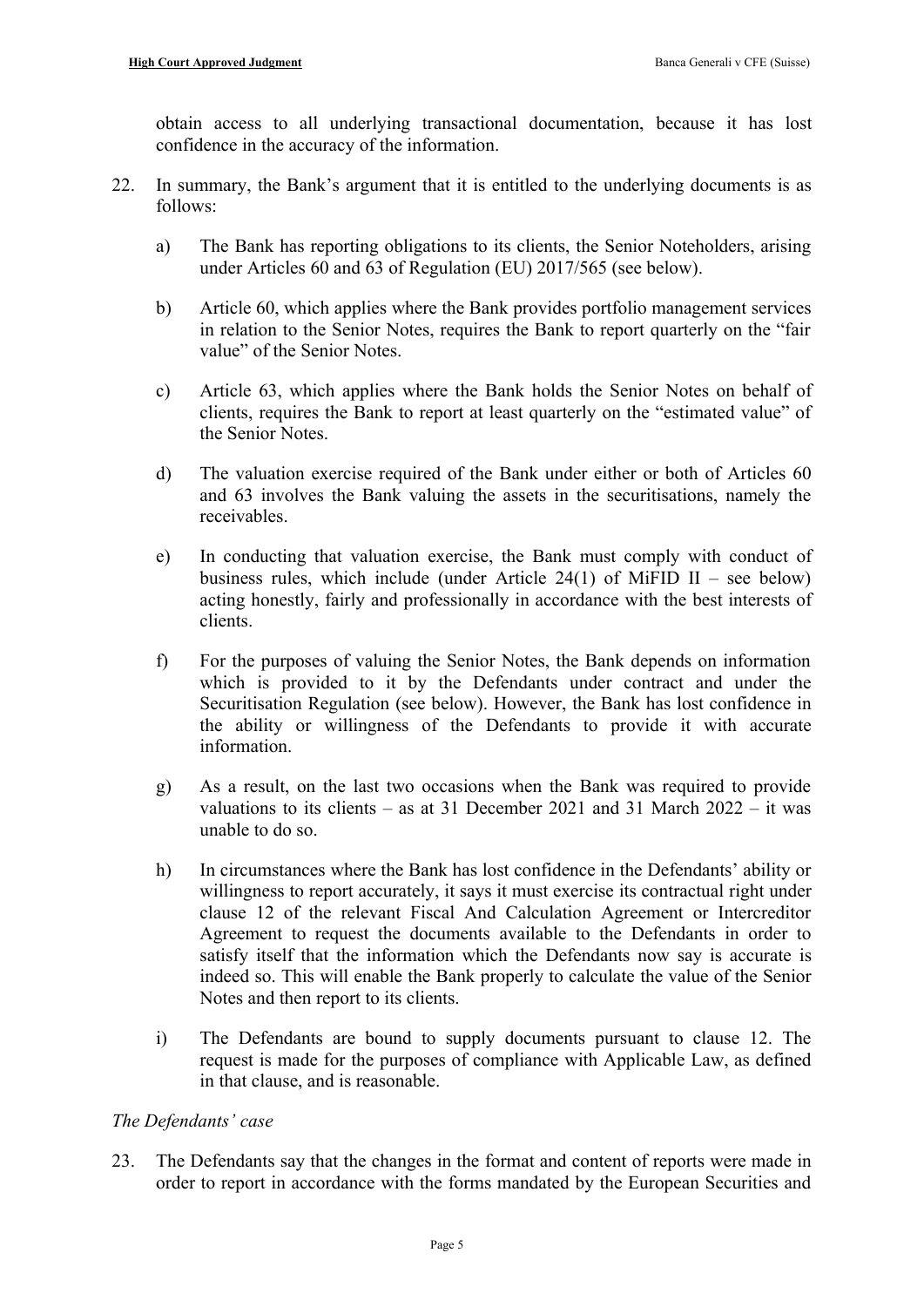obtain access to all underlying transactional documentation, because it has lost confidence in the accuracy of the information.

22. In summary, the Bank's argument that it is entitled to the underlying documents is as follows:

    a) The Bank has reporting obligations to its clients, the Senior Noteholders, arising under Articles 60 and 63 of Regulation (EU) 2017/565 (see below).

    b) Article 60, which applies where the Bank provides portfolio management services in relation to the Senior Notes, requires the Bank to report quarterly on the "fair value" of the Senior Notes.

    c) Article 63, which applies where the Bank holds the Senior Notes on behalf of clients, requires the Bank to report at least quarterly on the "estimated value" of the Senior Notes.

    d) The valuation exercise required of the Bank under either or both of Articles 60 and 63 involves the Bank valuing the assets in the securitisations, namely the receivables.

    e) In conducting that valuation exercise, the Bank must comply with conduct of business rules, which include (under Article 24(1) of MiFID II – see below) acting honestly, fairly and professionally in accordance with the best interests of clients.

    f) For the purposes of valuing the Senior Notes, the Bank depends on information which is provided to it by the Defendants under contract and under the Securitisation Regulation (see below). However, the Bank has lost confidence in the ability or willingness of the Defendants to provide it with accurate information.

    g) As a result, on the last two occasions when the Bank was required to provide valuations to its clients – as at 31 December 2021 and 31 March 2022 – it was unable to do so.

    h) In circumstances where the Bank has lost confidence in the Defendants' ability or willingness to report accurately, it says it must exercise its contractual right under clause 12 of the relevant Fiscal And Calculation Agreement or Intercreditor Agreement to request the documents available to the Defendants in order to satisfy itself that the information which the Defendants now say is accurate is indeed so. This will enable the Bank properly to calculate the value of the Senior Notes and then report to its clients.

    i) The Defendants are bound to supply documents pursuant to clause 12. The request is made for the purposes of compliance with Applicable Law, as defined in that clause, and is reasonable.

*The Defendants' case*

23. The Defendants say that the changes in the format and content of reports were made in order to report in accordance with the forms mandated by the European Securities and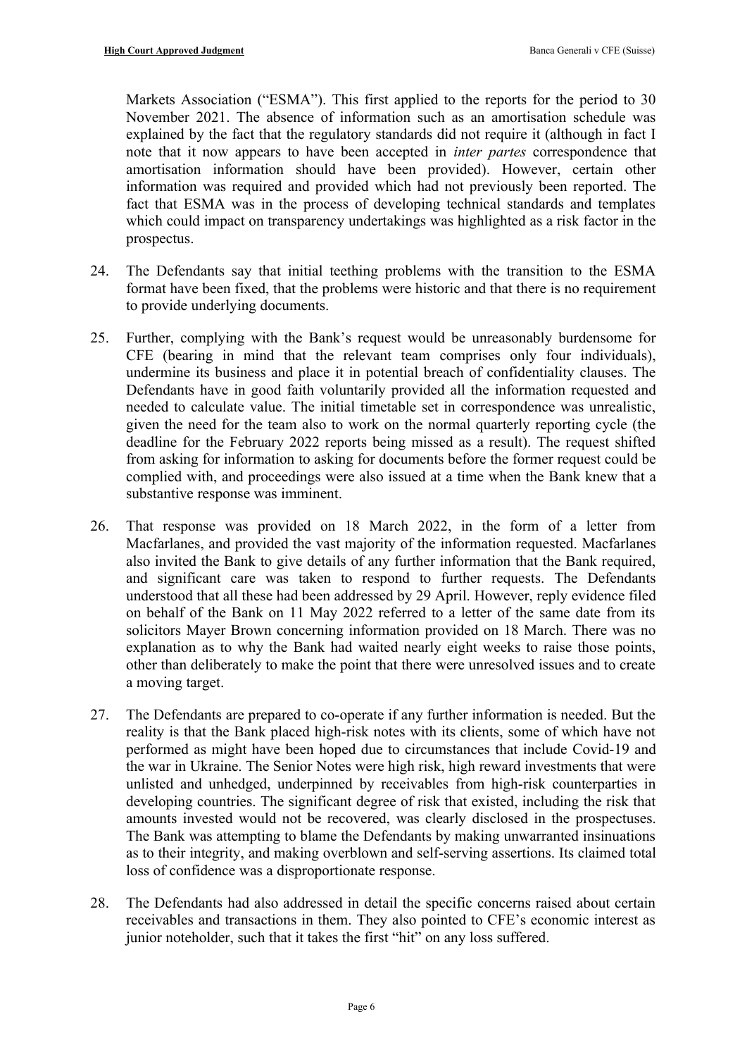Markets Association ("ESMA"). This first applied to the reports for the period to 30 November 2021. The absence of information such as an amortisation schedule was explained by the fact that the regulatory standards did not require it (although in fact I note that it now appears to have been accepted in *inter partes* correspondence that amortisation information should have been provided). However, certain other information was required and provided which had not previously been reported. The fact that ESMA was in the process of developing technical standards and templates which could impact on transparency undertakings was highlighted as a risk factor in the prospectus.

24. The Defendants say that initial teething problems with the transition to the ESMA format have been fixed, that the problems were historic and that there is no requirement to provide underlying documents.

25. Further, complying with the Bank's request would be unreasonably burdensome for CFE (bearing in mind that the relevant team comprises only four individuals), undermine its business and place it in potential breach of confidentiality clauses. The Defendants have in good faith voluntarily provided all the information requested and needed to calculate value. The initial timetable set in correspondence was unrealistic, given the need for the team also to work on the normal quarterly reporting cycle (the deadline for the February 2022 reports being missed as a result). The request shifted from asking for information to asking for documents before the former request could be complied with, and proceedings were also issued at a time when the Bank knew that a substantive response was imminent.

26. That response was provided on 18 March 2022, in the form of a letter from Macfarlanes, and provided the vast majority of the information requested. Macfarlanes also invited the Bank to give details of any further information that the Bank required, and significant care was taken to respond to further requests. The Defendants understood that all these had been addressed by 29 April. However, reply evidence filed on behalf of the Bank on 11 May 2022 referred to a letter of the same date from its solicitors Mayer Brown concerning information provided on 18 March. There was no explanation as to why the Bank had waited nearly eight weeks to raise those points, other than deliberately to make the point that there were unresolved issues and to create a moving target.

27. The Defendants are prepared to co-operate if any further information is needed. But the reality is that the Bank placed high-risk notes with its clients, some of which have not performed as might have been hoped due to circumstances that include Covid-19 and the war in Ukraine. The Senior Notes were high risk, high reward investments that were unlisted and unhedged, underpinned by receivables from high-risk counterparties in developing countries. The significant degree of risk that existed, including the risk that amounts invested would not be recovered, was clearly disclosed in the prospectuses. The Bank was attempting to blame the Defendants by making unwarranted insinuations as to their integrity, and making overblown and self-serving assertions. Its claimed total loss of confidence was a disproportionate response.

28. The Defendants had also addressed in detail the specific concerns raised about certain receivables and transactions in them. They also pointed to CFE's economic interest as junior noteholder, such that it takes the first "hit" on any loss suffered.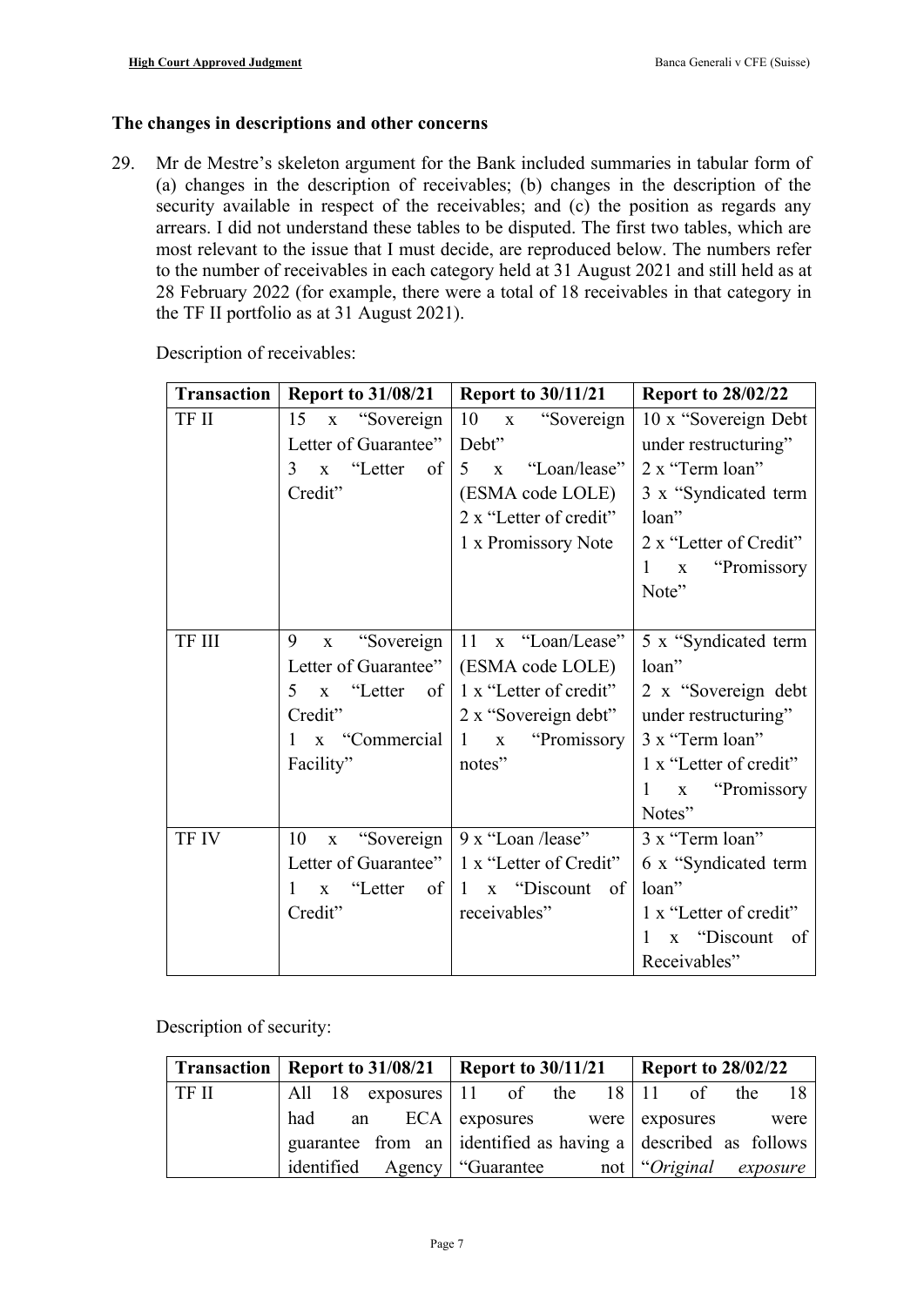### The changes in descriptions and other concerns

29. Mr de Mestre's skeleton argument for the Bank included summaries in tabular form of (a) changes in the description of receivables; (b) changes in the description of the security available in respect of the receivables; and (c) the position as regards any arrears. I did not understand these tables to be disputed. The first two tables, which are most relevant to the issue that I must decide, are reproduced below. The numbers refer to the number of receivables in each category held at 31 August 2021 and still held as at 28 February 2022 (for example, there were a total of 18 receivables in that category in the TF II portfolio as at 31 August 2021).

Description of receivables:

| Transaction | Report to 31/08/21 | Report to 30/11/21 | Report to 28/02/22 |
|---|---|---|---|
| TF II | 15 x "Sovereign Letter of Guarantee"<br>3 x "Letter of Credit" | 10 x "Sovereign Debt"<br>5 x "Loan/lease" (ESMA code LOLE)<br>2 x "Letter of credit"<br>1 x Promissory Note | 10 x "Sovereign Debt under restructuring"<br>2 x "Term loan"<br>3 x "Syndicated term loan"<br>2 x "Letter of Credit"<br>1 x "Promissory Note" |
| TF III | 9 x "Sovereign Letter of Guarantee"<br>5 x "Letter of Credit"<br>1 x "Commercial Facility" | 11 x "Loan/Lease" (ESMA code LOLE)<br>1 x "Letter of credit"<br>2 x "Sovereign debt"<br>1 x "Promissory notes" | 5 x "Syndicated term loan"<br>2 x "Sovereign debt under restructuring"<br>3 x "Term loan"<br>1 x "Letter of credit"<br>1 x "Promissory Notes" |
| TF IV | 10 x "Sovereign Letter of Guarantee"<br>1 x "Letter of Credit" | 9 x "Loan /lease"<br>1 x "Letter of Credit"<br>1 x "Discount of receivables" | 3 x "Term loan"<br>6 x "Syndicated term loan"<br>1 x "Letter of credit"<br>1 x "Discount of Receivables" |

Description of security:

| Transaction | Report to 31/08/21 | Report to 30/11/21 | Report to 28/02/22 |
|---|---|---|---|
| TF II | All 18 exposures had an ECA guarantee from an identified Agency | 11 of the 18 exposures were identified as having a "Guarantee not | 11 of the 18 exposures were described as follows "*Original exposure* |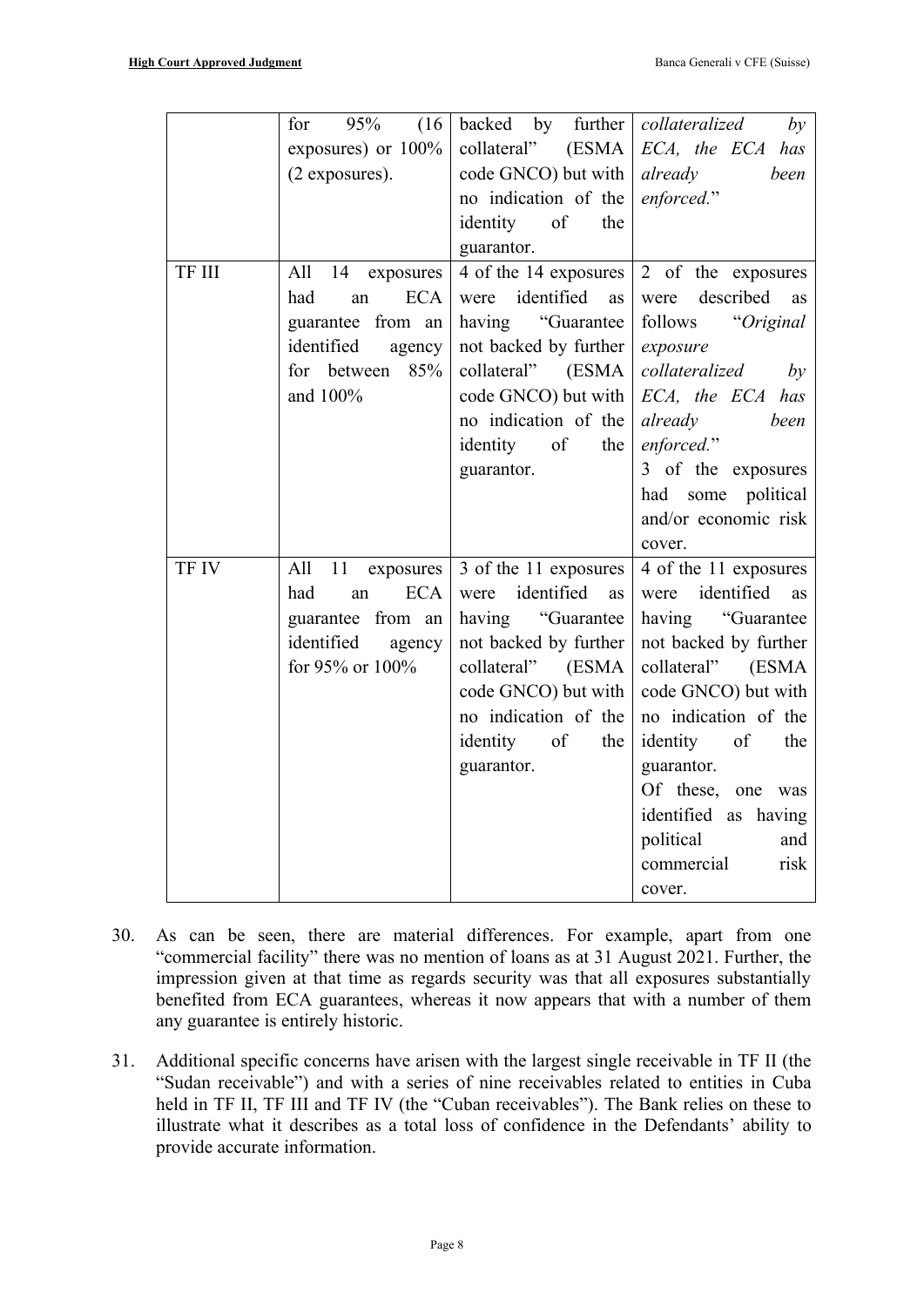| | | | |
|---|---|---|---|
| | for 95% (16 exposures) or 100% (2 exposures). | backed by further collateral" (ESMA code GNCO) but with no indication of the identity of the guarantor. | *collateralized by ECA, the ECA has already been enforced.*" |
| TF III | All 14 exposures had an ECA guarantee from an identified agency for between 85% and 100% | 4 of the 14 exposures were identified as having "Guarantee not backed by further collateral" (ESMA code GNCO) but with no indication of the identity of the guarantor. | 2 of the exposures were described as follows "*Original exposure collateralized by ECA, the ECA has already been enforced.*" 3 of the exposures had some political and/or economic risk cover. |
| TF IV | All 11 exposures had an ECA guarantee from an identified agency for 95% or 100% | 3 of the 11 exposures were identified as having "Guarantee not backed by further collateral" (ESMA code GNCO) but with no indication of the identity of the guarantor. | 4 of the 11 exposures were identified as having "Guarantee not backed by further collateral" (ESMA code GNCO) but with no indication of the identity of the guarantor. Of these, one was identified as having political and commercial risk cover. |

30. As can be seen, there are material differences. For example, apart from one "commercial facility" there was no mention of loans as at 31 August 2021. Further, the impression given at that time as regards security was that all exposures substantially benefited from ECA guarantees, whereas it now appears that with a number of them any guarantee is entirely historic.

31. Additional specific concerns have arisen with the largest single receivable in TF II (the "Sudan receivable") and with a series of nine receivables related to entities in Cuba held in TF II, TF III and TF IV (the "Cuban receivables"). The Bank relies on these to illustrate what it describes as a total loss of confidence in the Defendants' ability to provide accurate information.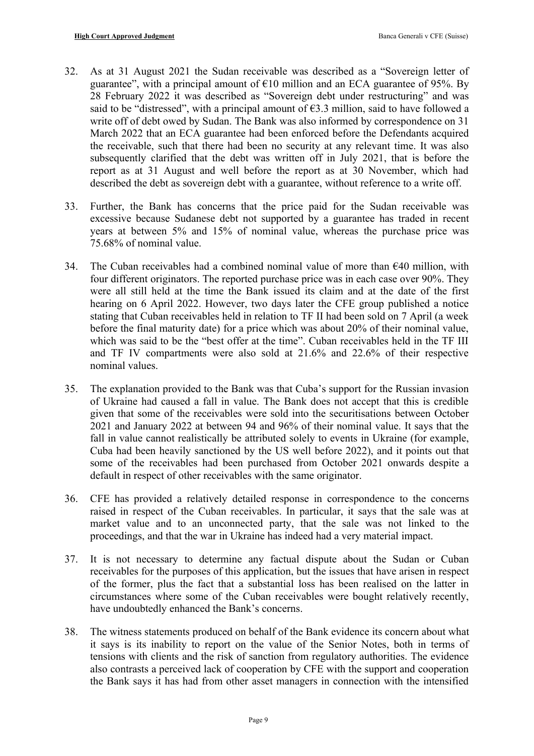32. As at 31 August 2021 the Sudan receivable was described as a "Sovereign letter of guarantee", with a principal amount of €10 million and an ECA guarantee of 95%. By 28 February 2022 it was described as "Sovereign debt under restructuring" and was said to be "distressed", with a principal amount of €3.3 million, said to have followed a write off of debt owed by Sudan. The Bank was also informed by correspondence on 31 March 2022 that an ECA guarantee had been enforced before the Defendants acquired the receivable, such that there had been no security at any relevant time. It was also subsequently clarified that the debt was written off in July 2021, that is before the report as at 31 August and well before the report as at 30 November, which had described the debt as sovereign debt with a guarantee, without reference to a write off.

33. Further, the Bank has concerns that the price paid for the Sudan receivable was excessive because Sudanese debt not supported by a guarantee has traded in recent years at between 5% and 15% of nominal value, whereas the purchase price was 75.68% of nominal value.

34. The Cuban receivables had a combined nominal value of more than €40 million, with four different originators. The reported purchase price was in each case over 90%. They were all still held at the time the Bank issued its claim and at the date of the first hearing on 6 April 2022. However, two days later the CFE group published a notice stating that Cuban receivables held in relation to TF II had been sold on 7 April (a week before the final maturity date) for a price which was about 20% of their nominal value, which was said to be the "best offer at the time". Cuban receivables held in the TF III and TF IV compartments were also sold at 21.6% and 22.6% of their respective nominal values.

35. The explanation provided to the Bank was that Cuba's support for the Russian invasion of Ukraine had caused a fall in value. The Bank does not accept that this is credible given that some of the receivables were sold into the securitisations between October 2021 and January 2022 at between 94 and 96% of their nominal value. It says that the fall in value cannot realistically be attributed solely to events in Ukraine (for example, Cuba had been heavily sanctioned by the US well before 2022), and it points out that some of the receivables had been purchased from October 2021 onwards despite a default in respect of other receivables with the same originator.

36. CFE has provided a relatively detailed response in correspondence to the concerns raised in respect of the Cuban receivables. In particular, it says that the sale was at market value and to an unconnected party, that the sale was not linked to the proceedings, and that the war in Ukraine has indeed had a very material impact.

37. It is not necessary to determine any factual dispute about the Sudan or Cuban receivables for the purposes of this application, but the issues that have arisen in respect of the former, plus the fact that a substantial loss has been realised on the latter in circumstances where some of the Cuban receivables were bought relatively recently, have undoubtedly enhanced the Bank's concerns.

38. The witness statements produced on behalf of the Bank evidence its concern about what it says is its inability to report on the value of the Senior Notes, both in terms of tensions with clients and the risk of sanction from regulatory authorities. The evidence also contrasts a perceived lack of cooperation by CFE with the support and cooperation the Bank says it has had from other asset managers in connection with the intensified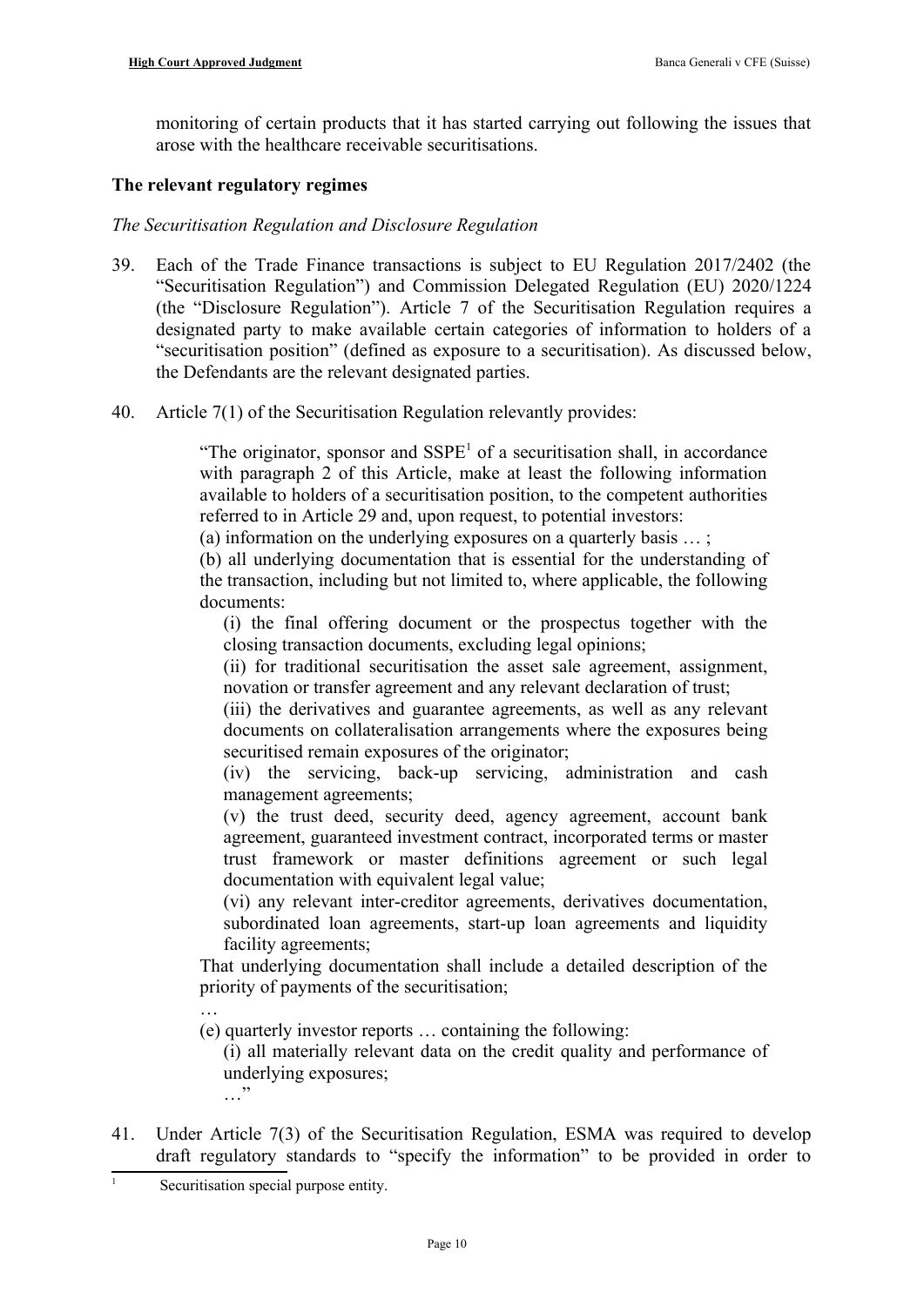monitoring of certain products that it has started carrying out following the issues that arose with the healthcare receivable securitisations.

### The relevant regulatory regimes

*The Securitisation Regulation and Disclosure Regulation*

39. Each of the Trade Finance transactions is subject to EU Regulation 2017/2402 (the "Securitisation Regulation") and Commission Delegated Regulation (EU) 2020/1224 (the "Disclosure Regulation"). Article 7 of the Securitisation Regulation requires a designated party to make available certain categories of information to holders of a "securitisation position" (defined as exposure to a securitisation). As discussed below, the Defendants are the relevant designated parties.

40. Article 7(1) of the Securitisation Regulation relevantly provides:

> "The originator, sponsor and SSPE[1] of a securitisation shall, in accordance with paragraph 2 of this Article, make at least the following information available to holders of a securitisation position, to the competent authorities referred to in Article 29 and, upon request, to potential investors:
> (a) information on the underlying exposures on a quarterly basis … ;
> (b) all underlying documentation that is essential for the understanding of the transaction, including but not limited to, where applicable, the following documents:
>
> (i) the final offering document or the prospectus together with the closing transaction documents, excluding legal opinions;
> (ii) for traditional securitisation the asset sale agreement, assignment, novation or transfer agreement and any relevant declaration of trust;
> (iii) the derivatives and guarantee agreements, as well as any relevant documents on collateralisation arrangements where the exposures being securitised remain exposures of the originator;
> (iv) the servicing, back-up servicing, administration and cash management agreements;
> (v) the trust deed, security deed, agency agreement, account bank agreement, guaranteed investment contract, incorporated terms or master trust framework or master definitions agreement or such legal documentation with equivalent legal value;
> (vi) any relevant inter-creditor agreements, derivatives documentation, subordinated loan agreements, start-up loan agreements and liquidity facility agreements;
>
> That underlying documentation shall include a detailed description of the priority of payments of the securitisation;
> …
> (e) quarterly investor reports … containing the following:
>
> (i) all materially relevant data on the credit quality and performance of underlying exposures;
> …"

41. Under Article 7(3) of the Securitisation Regulation, ESMA was required to develop draft regulatory standards to "specify the information" to be provided in order to

[1] Securitisation special purpose entity.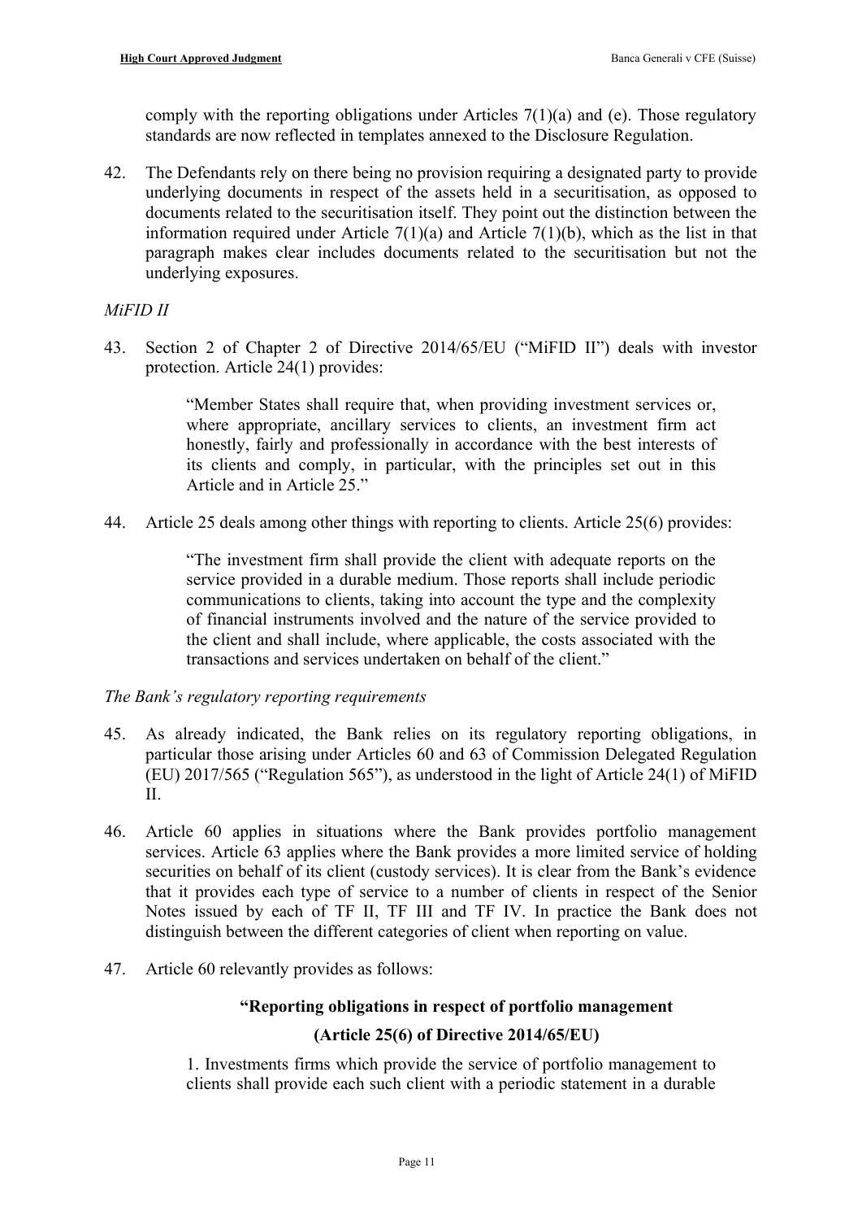comply with the reporting obligations under Articles 7(1)(a) and (e). Those regulatory standards are now reflected in templates annexed to the Disclosure Regulation.

42. The Defendants rely on there being no provision requiring a designated party to provide underlying documents in respect of the assets held in a securitisation, as opposed to documents related to the securitisation itself. They point out the distinction between the information required under Article 7(1)(a) and Article 7(1)(b), which as the list in that paragraph makes clear includes documents related to the securitisation but not the underlying exposures.

*MiFID II*

43. Section 2 of Chapter 2 of Directive 2014/65/EU ("MiFID II") deals with investor protection. Article 24(1) provides:

> "Member States shall require that, when providing investment services or, where appropriate, ancillary services to clients, an investment firm act honestly, fairly and professionally in accordance with the best interests of its clients and comply, in particular, with the principles set out in this Article and in Article 25."

44. Article 25 deals among other things with reporting to clients. Article 25(6) provides:

> "The investment firm shall provide the client with adequate reports on the service provided in a durable medium. Those reports shall include periodic communications to clients, taking into account the type and the complexity of financial instruments involved and the nature of the service provided to the client and shall include, where applicable, the costs associated with the transactions and services undertaken on behalf of the client."

*The Bank's regulatory reporting requirements*

45. As already indicated, the Bank relies on its regulatory reporting obligations, in particular those arising under Articles 60 and 63 of Commission Delegated Regulation (EU) 2017/565 ("Regulation 565"), as understood in the light of Article 24(1) of MiFID II.

46. Article 60 applies in situations where the Bank provides portfolio management services. Article 63 applies where the Bank provides a more limited service of holding securities on behalf of its client (custody services). It is clear from the Bank's evidence that it provides each type of service to a number of clients in respect of the Senior Notes issued by each of TF II, TF III and TF IV. In practice the Bank does not distinguish between the different categories of client when reporting on value.

47. Article 60 relevantly provides as follows:

> **"Reporting obligations in respect of portfolio management**
>
> **(Article 25(6) of Directive 2014/65/EU)**
>
> 1. Investments firms which provide the service of portfolio management to clients shall provide each such client with a periodic statement in a durable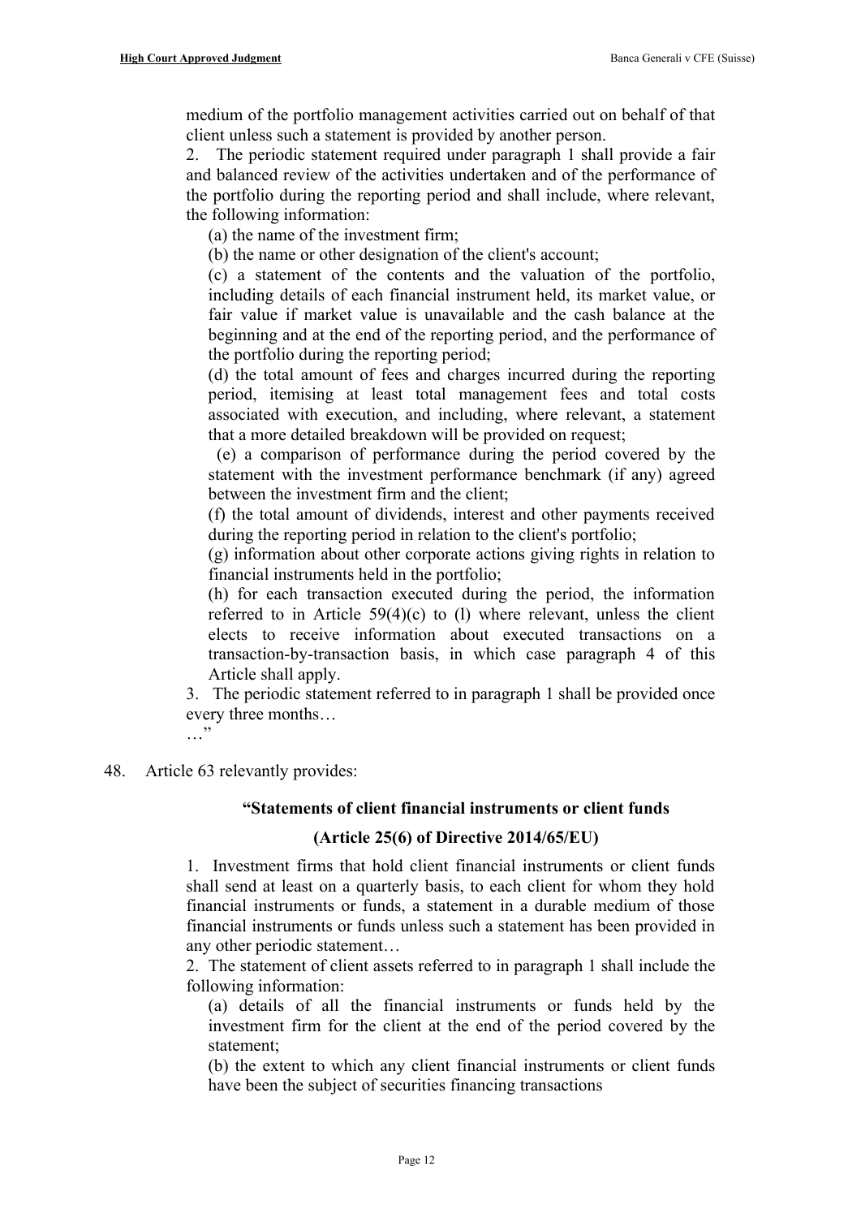medium of the portfolio management activities carried out on behalf of that client unless such a statement is provided by another person.

2. The periodic statement required under paragraph 1 shall provide a fair and balanced review of the activities undertaken and of the performance of the portfolio during the reporting period and shall include, where relevant, the following information:

(a) the name of the investment firm;

(b) the name or other designation of the client's account;

(c) a statement of the contents and the valuation of the portfolio, including details of each financial instrument held, its market value, or fair value if market value is unavailable and the cash balance at the beginning and at the end of the reporting period, and the performance of the portfolio during the reporting period;

(d) the total amount of fees and charges incurred during the reporting period, itemising at least total management fees and total costs associated with execution, and including, where relevant, a statement that a more detailed breakdown will be provided on request;

(e) a comparison of performance during the period covered by the statement with the investment performance benchmark (if any) agreed between the investment firm and the client;

(f) the total amount of dividends, interest and other payments received during the reporting period in relation to the client's portfolio;

(g) information about other corporate actions giving rights in relation to financial instruments held in the portfolio;

(h) for each transaction executed during the period, the information referred to in Article 59(4)(c) to (l) where relevant, unless the client elects to receive information about executed transactions on a transaction-by-transaction basis, in which case paragraph 4 of this Article shall apply.

3. The periodic statement referred to in paragraph 1 shall be provided once every three months…

…"

48. Article 63 relevantly provides:

**"Statements of client financial instruments or client funds**

**(Article 25(6) of Directive 2014/65/EU)**

1. Investment firms that hold client financial instruments or client funds shall send at least on a quarterly basis, to each client for whom they hold financial instruments or funds, a statement in a durable medium of those financial instruments or funds unless such a statement has been provided in any other periodic statement…

2. The statement of client assets referred to in paragraph 1 shall include the following information:

(a) details of all the financial instruments or funds held by the investment firm for the client at the end of the period covered by the statement;

(b) the extent to which any client financial instruments or client funds have been the subject of securities financing transactions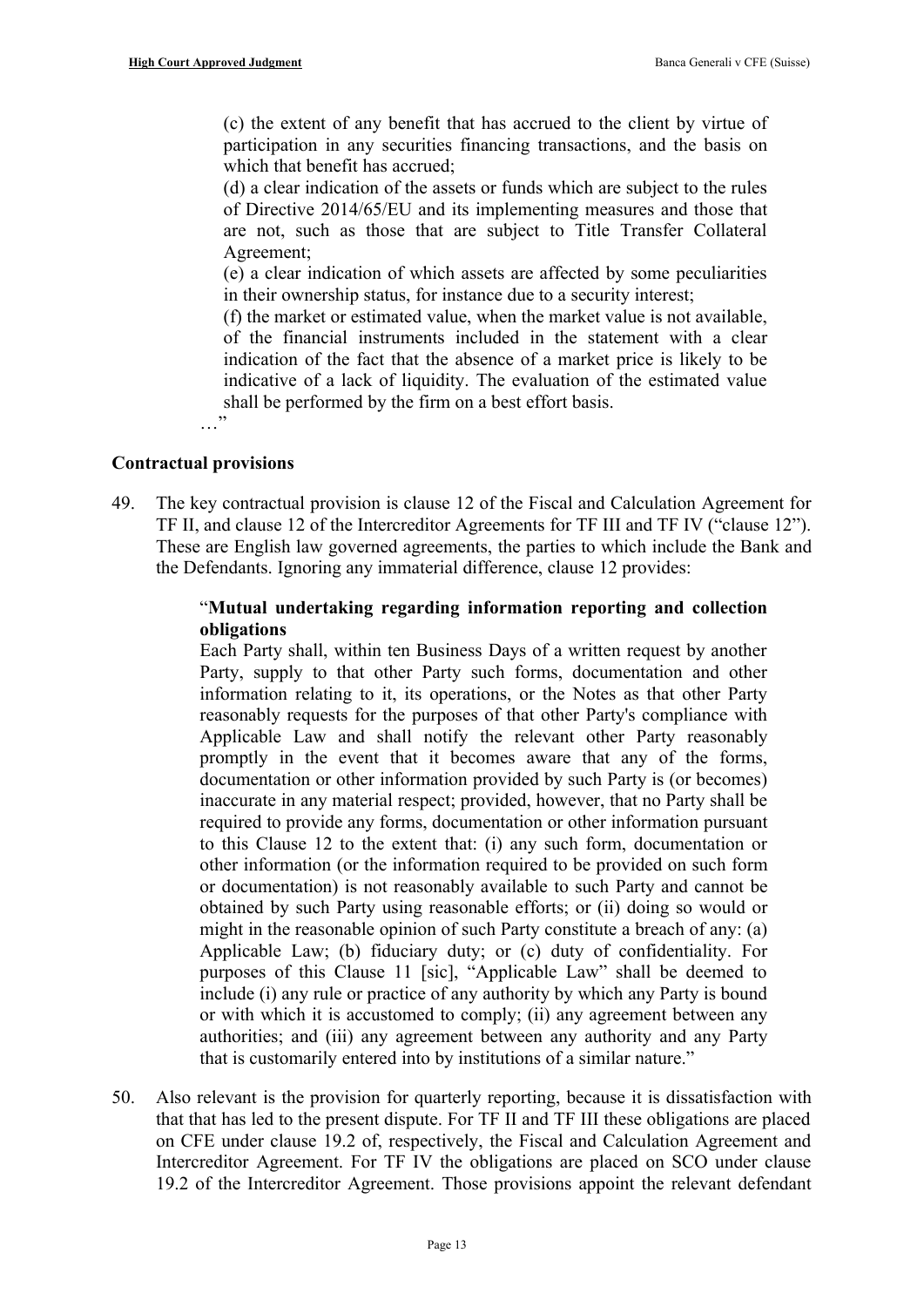(c) the extent of any benefit that has accrued to the client by virtue of participation in any securities financing transactions, and the basis on which that benefit has accrued;

(d) a clear indication of the assets or funds which are subject to the rules of Directive 2014/65/EU and its implementing measures and those that are not, such as those that are subject to Title Transfer Collateral Agreement;

(e) a clear indication of which assets are affected by some peculiarities in their ownership status, for instance due to a security interest;

(f) the market or estimated value, when the market value is not available, of the financial instruments included in the statement with a clear indication of the fact that the absence of a market price is likely to be indicative of a lack of liquidity. The evaluation of the estimated value shall be performed by the firm on a best effort basis.

…"

### Contractual provisions

49. The key contractual provision is clause 12 of the Fiscal and Calculation Agreement for TF II, and clause 12 of the Intercreditor Agreements for TF III and TF IV ("clause 12"). These are English law governed agreements, the parties to which include the Bank and the Defendants. Ignoring any immaterial difference, clause 12 provides:

> "**Mutual undertaking regarding information reporting and collection obligations**
>
> Each Party shall, within ten Business Days of a written request by another Party, supply to that other Party such forms, documentation and other information relating to it, its operations, or the Notes as that other Party reasonably requests for the purposes of that other Party's compliance with Applicable Law and shall notify the relevant other Party reasonably promptly in the event that it becomes aware that any of the forms, documentation or other information provided by such Party is (or becomes) inaccurate in any material respect; provided, however, that no Party shall be required to provide any forms, documentation or other information pursuant to this Clause 12 to the extent that: (i) any such form, documentation or other information (or the information required to be provided on such form or documentation) is not reasonably available to such Party and cannot be obtained by such Party using reasonable efforts; or (ii) doing so would or might in the reasonable opinion of such Party constitute a breach of any: (a) Applicable Law; (b) fiduciary duty; or (c) duty of confidentiality. For purposes of this Clause 11 [sic], "Applicable Law" shall be deemed to include (i) any rule or practice of any authority by which any Party is bound or with which it is accustomed to comply; (ii) any agreement between any authorities; and (iii) any agreement between any authority and any Party that is customarily entered into by institutions of a similar nature."

50. Also relevant is the provision for quarterly reporting, because it is dissatisfaction with that that has led to the present dispute. For TF II and TF III these obligations are placed on CFE under clause 19.2 of, respectively, the Fiscal and Calculation Agreement and Intercreditor Agreement. For TF IV the obligations are placed on SCO under clause 19.2 of the Intercreditor Agreement. Those provisions appoint the relevant defendant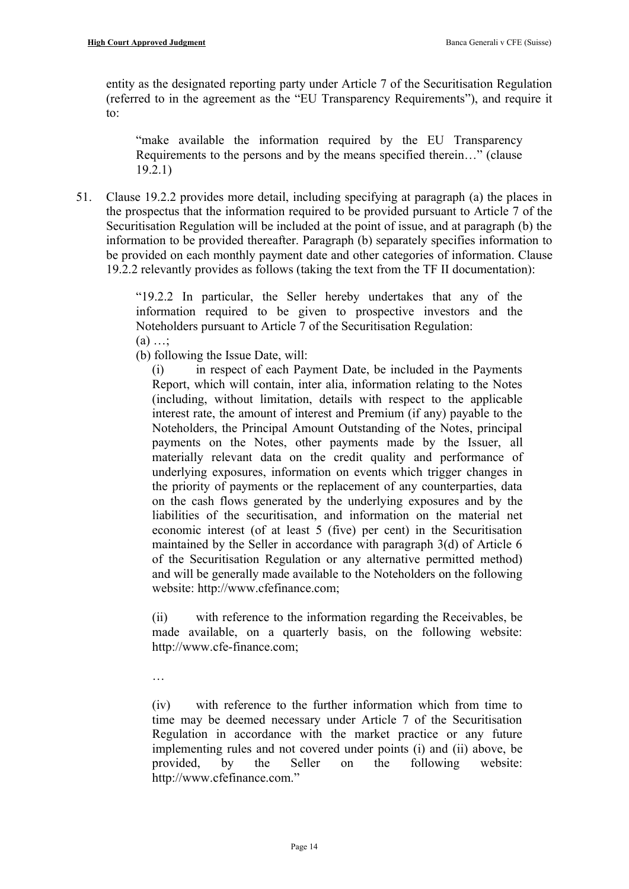entity as the designated reporting party under Article 7 of the Securitisation Regulation (referred to in the agreement as the "EU Transparency Requirements"), and require it to:

> "make available the information required by the EU Transparency Requirements to the persons and by the means specified therein…" (clause 19.2.1)

51. Clause 19.2.2 provides more detail, including specifying at paragraph (a) the places in the prospectus that the information required to be provided pursuant to Article 7 of the Securitisation Regulation will be included at the point of issue, and at paragraph (b) the information to be provided thereafter. Paragraph (b) separately specifies information to be provided on each monthly payment date and other categories of information. Clause 19.2.2 relevantly provides as follows (taking the text from the TF II documentation):

> "19.2.2 In particular, the Seller hereby undertakes that any of the information required to be given to prospective investors and the Noteholders pursuant to Article 7 of the Securitisation Regulation:
>
> (a) …;
>
> (b) following the Issue Date, will:
>
> (i) in respect of each Payment Date, be included in the Payments Report, which will contain, inter alia, information relating to the Notes (including, without limitation, details with respect to the applicable interest rate, the amount of interest and Premium (if any) payable to the Noteholders, the Principal Amount Outstanding of the Notes, principal payments on the Notes, other payments made by the Issuer, all materially relevant data on the credit quality and performance of underlying exposures, information on events which trigger changes in the priority of payments or the replacement of any counterparties, data on the cash flows generated by the underlying exposures and by the liabilities of the securitisation, and information on the material net economic interest (of at least 5 (five) per cent) in the Securitisation maintained by the Seller in accordance with paragraph 3(d) of Article 6 of the Securitisation Regulation or any alternative permitted method) and will be generally made available to the Noteholders on the following website: http://www.cfefinance.com;
>
> (ii) with reference to the information regarding the Receivables, be made available, on a quarterly basis, on the following website: http://www.cfe-finance.com;
>
> …
>
> (iv) with reference to the further information which from time to time may be deemed necessary under Article 7 of the Securitisation Regulation in accordance with the market practice or any future implementing rules and not covered under points (i) and (ii) above, be provided, by the Seller on the following website: http://www.cfefinance.com."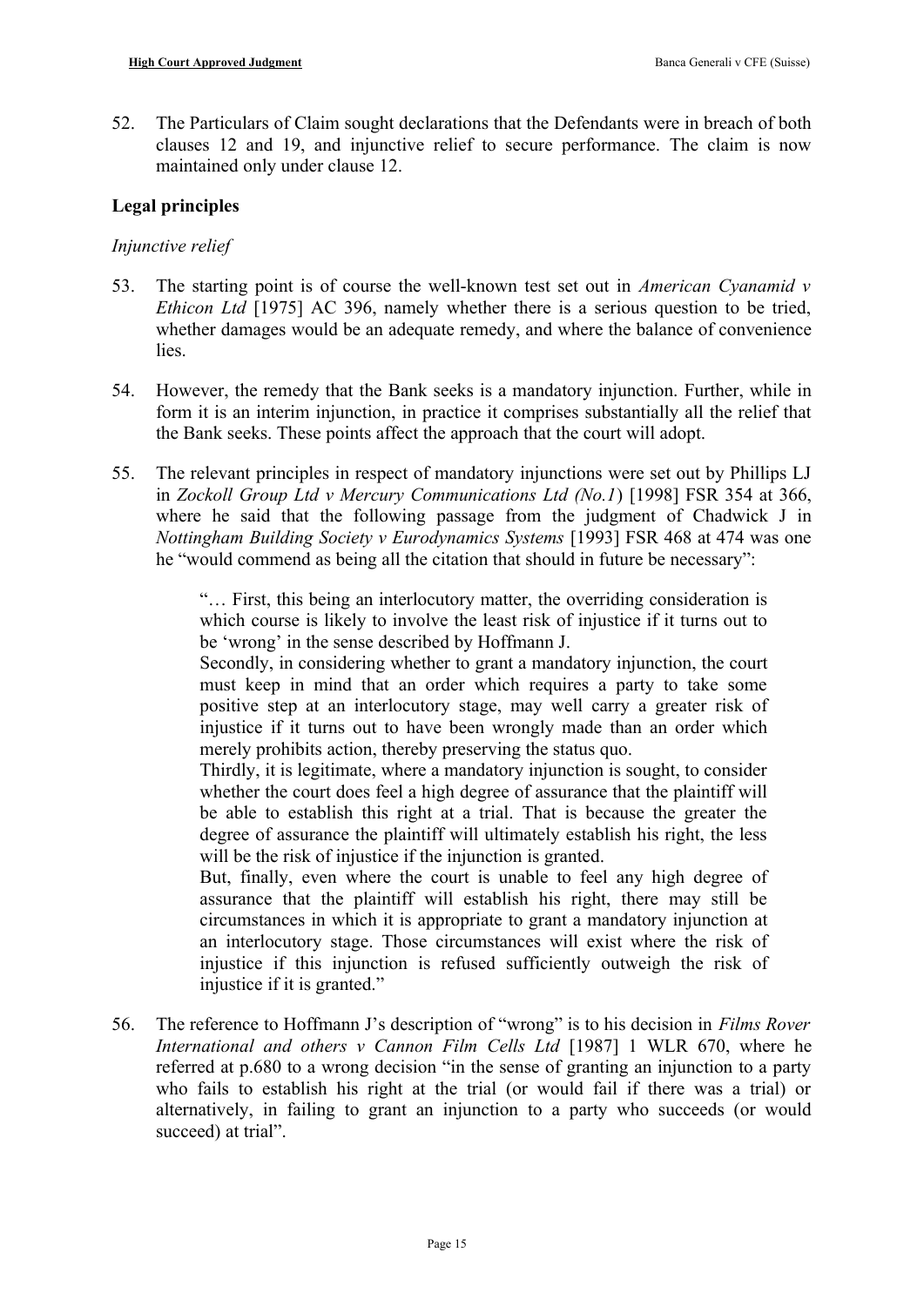52. The Particulars of Claim sought declarations that the Defendants were in breach of both clauses 12 and 19, and injunctive relief to secure performance. The claim is now maintained only under clause 12.

## Legal principles

### *Injunctive relief*

53. The starting point is of course the well-known test set out in *American Cyanamid v Ethicon Ltd* [1975] AC 396, namely whether there is a serious question to be tried, whether damages would be an adequate remedy, and where the balance of convenience lies.

54. However, the remedy that the Bank seeks is a mandatory injunction. Further, while in form it is an interim injunction, in practice it comprises substantially all the relief that the Bank seeks. These points affect the approach that the court will adopt.

55. The relevant principles in respect of mandatory injunctions were set out by Phillips LJ in *Zockoll Group Ltd v Mercury Communications Ltd (No.1*) [1998] FSR 354 at 366, where he said that the following passage from the judgment of Chadwick J in *Nottingham Building Society v Eurodynamics Systems* [1993] FSR 468 at 474 was one he "would commend as being all the citation that should in future be necessary":

> "… First, this being an interlocutory matter, the overriding consideration is which course is likely to involve the least risk of injustice if it turns out to be 'wrong' in the sense described by Hoffmann J.
>
> Secondly, in considering whether to grant a mandatory injunction, the court must keep in mind that an order which requires a party to take some positive step at an interlocutory stage, may well carry a greater risk of injustice if it turns out to have been wrongly made than an order which merely prohibits action, thereby preserving the status quo.
>
> Thirdly, it is legitimate, where a mandatory injunction is sought, to consider whether the court does feel a high degree of assurance that the plaintiff will be able to establish this right at a trial. That is because the greater the degree of assurance the plaintiff will ultimately establish his right, the less will be the risk of injustice if the injunction is granted.
>
> But, finally, even where the court is unable to feel any high degree of assurance that the plaintiff will establish his right, there may still be circumstances in which it is appropriate to grant a mandatory injunction at an interlocutory stage. Those circumstances will exist where the risk of injustice if this injunction is refused sufficiently outweigh the risk of injustice if it is granted."

56. The reference to Hoffmann J's description of "wrong" is to his decision in *Films Rover International and others v Cannon Film Cells Ltd* [1987] 1 WLR 670, where he referred at p.680 to a wrong decision "in the sense of granting an injunction to a party who fails to establish his right at the trial (or would fail if there was a trial) or alternatively, in failing to grant an injunction to a party who succeeds (or would succeed) at trial".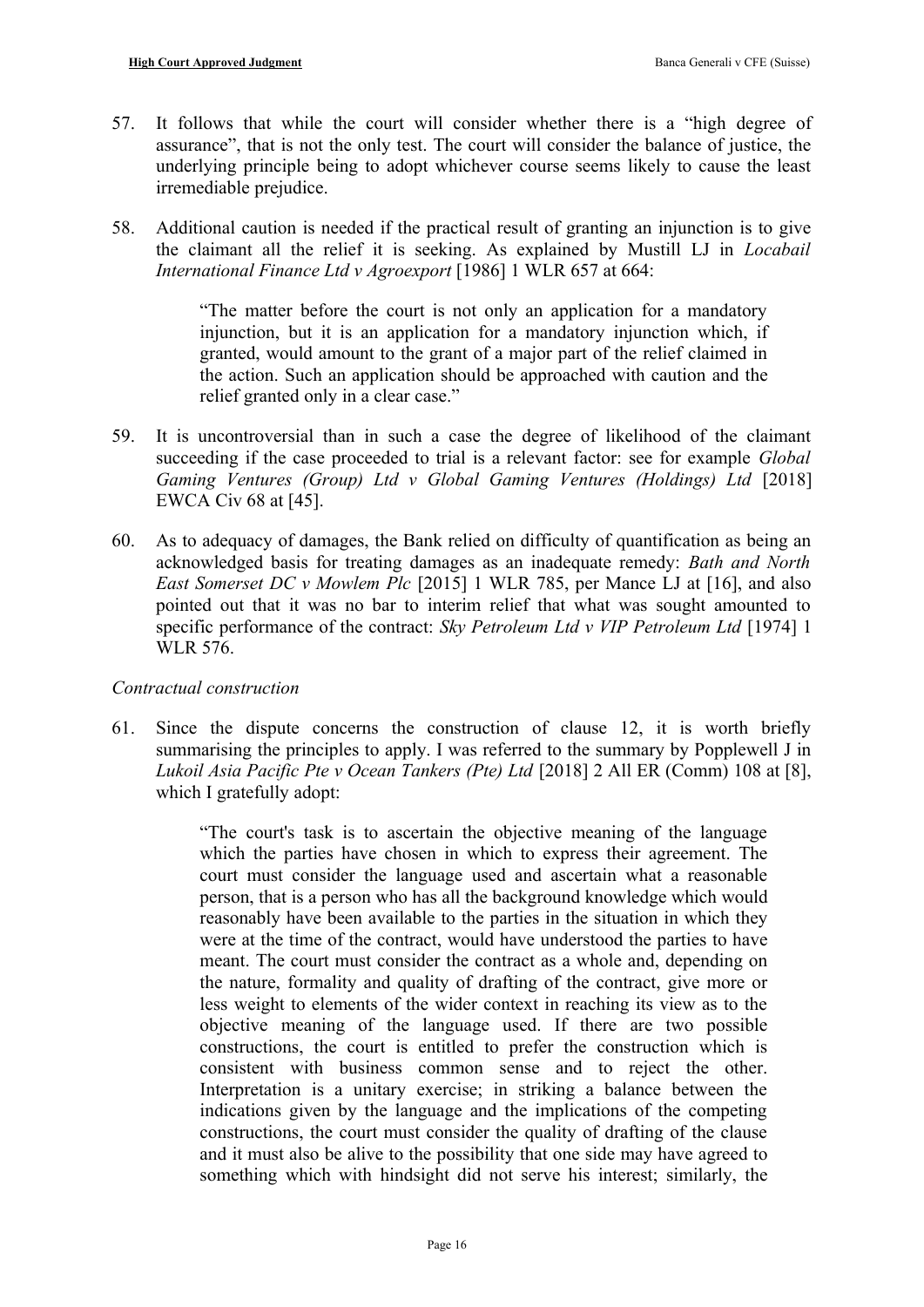57. It follows that while the court will consider whether there is a "high degree of assurance", that is not the only test. The court will consider the balance of justice, the underlying principle being to adopt whichever course seems likely to cause the least irremediable prejudice.

58. Additional caution is needed if the practical result of granting an injunction is to give the claimant all the relief it is seeking. As explained by Mustill LJ in *Locabail International Finance Ltd v Agroexport* [1986] 1 WLR 657 at 664:

> "The matter before the court is not only an application for a mandatory injunction, but it is an application for a mandatory injunction which, if granted, would amount to the grant of a major part of the relief claimed in the action. Such an application should be approached with caution and the relief granted only in a clear case."

59. It is uncontroversial than in such a case the degree of likelihood of the claimant succeeding if the case proceeded to trial is a relevant factor: see for example *Global Gaming Ventures (Group) Ltd v Global Gaming Ventures (Holdings) Ltd* [2018] EWCA Civ 68 at [45].

60. As to adequacy of damages, the Bank relied on difficulty of quantification as being an acknowledged basis for treating damages as an inadequate remedy: *Bath and North East Somerset DC v Mowlem Plc* [2015] 1 WLR 785, per Mance LJ at [16], and also pointed out that it was no bar to interim relief that what was sought amounted to specific performance of the contract: *Sky Petroleum Ltd v VIP Petroleum Ltd* [1974] 1 WLR 576.

*Contractual construction*

61. Since the dispute concerns the construction of clause 12, it is worth briefly summarising the principles to apply. I was referred to the summary by Popplewell J in *Lukoil Asia Pacific Pte v Ocean Tankers (Pte) Ltd* [2018] 2 All ER (Comm) 108 at [8], which I gratefully adopt:

> "The court's task is to ascertain the objective meaning of the language which the parties have chosen in which to express their agreement. The court must consider the language used and ascertain what a reasonable person, that is a person who has all the background knowledge which would reasonably have been available to the parties in the situation in which they were at the time of the contract, would have understood the parties to have meant. The court must consider the contract as a whole and, depending on the nature, formality and quality of drafting of the contract, give more or less weight to elements of the wider context in reaching its view as to the objective meaning of the language used. If there are two possible constructions, the court is entitled to prefer the construction which is consistent with business common sense and to reject the other. Interpretation is a unitary exercise; in striking a balance between the indications given by the language and the implications of the competing constructions, the court must consider the quality of drafting of the clause and it must also be alive to the possibility that one side may have agreed to something which with hindsight did not serve his interest; similarly, the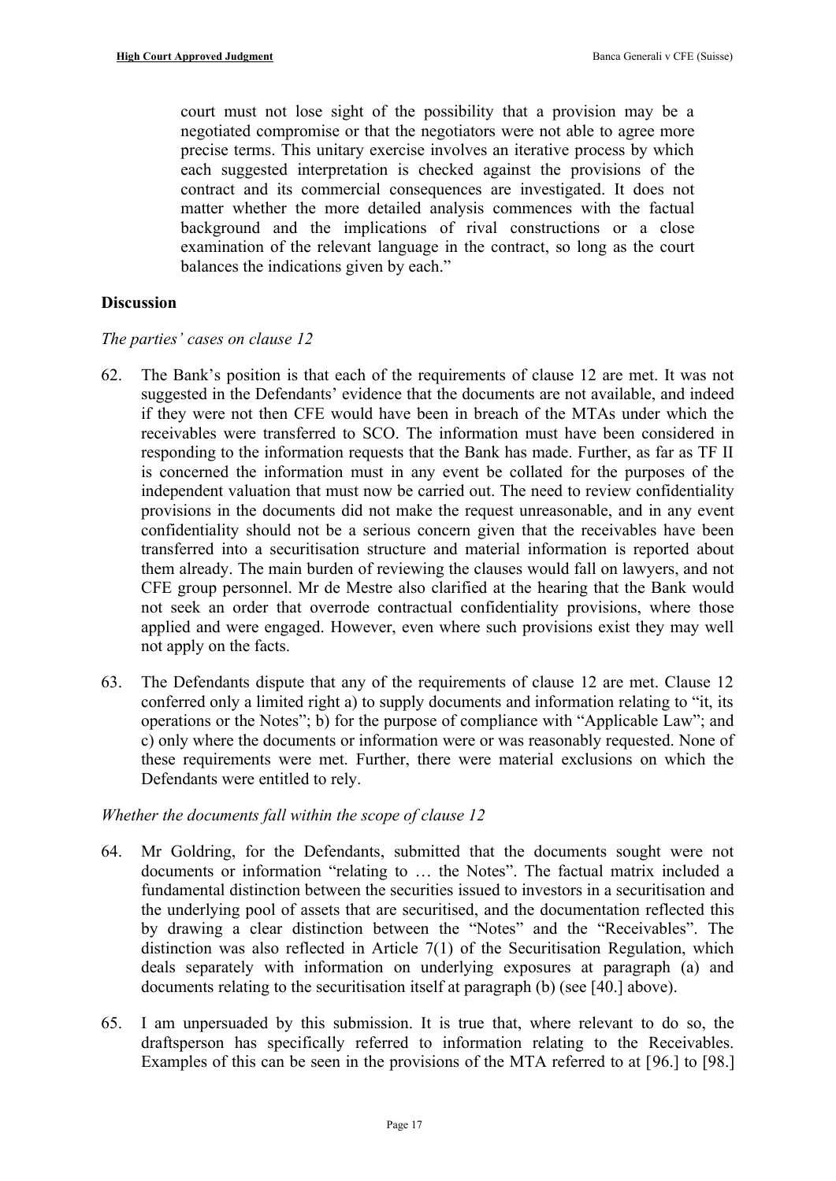court must not lose sight of the possibility that a provision may be a negotiated compromise or that the negotiators were not able to agree more precise terms. This unitary exercise involves an iterative process by which each suggested interpretation is checked against the provisions of the contract and its commercial consequences are investigated. It does not matter whether the more detailed analysis commences with the factual background and the implications of rival constructions or a close examination of the relevant language in the contract, so long as the court balances the indications given by each."

## Discussion

*The parties' cases on clause 12*

62. The Bank's position is that each of the requirements of clause 12 are met. It was not suggested in the Defendants' evidence that the documents are not available, and indeed if they were not then CFE would have been in breach of the MTAs under which the receivables were transferred to SCO. The information must have been considered in responding to the information requests that the Bank has made. Further, as far as TF II is concerned the information must in any event be collated for the purposes of the independent valuation that must now be carried out. The need to review confidentiality provisions in the documents did not make the request unreasonable, and in any event confidentiality should not be a serious concern given that the receivables have been transferred into a securitisation structure and material information is reported about them already. The main burden of reviewing the clauses would fall on lawyers, and not CFE group personnel. Mr de Mestre also clarified at the hearing that the Bank would not seek an order that overrode contractual confidentiality provisions, where those applied and were engaged. However, even where such provisions exist they may well not apply on the facts.

63. The Defendants dispute that any of the requirements of clause 12 are met. Clause 12 conferred only a limited right a) to supply documents and information relating to "it, its operations or the Notes"; b) for the purpose of compliance with "Applicable Law"; and c) only where the documents or information were or was reasonably requested. None of these requirements were met. Further, there were material exclusions on which the Defendants were entitled to rely.

*Whether the documents fall within the scope of clause 12*

64. Mr Goldring, for the Defendants, submitted that the documents sought were not documents or information "relating to … the Notes". The factual matrix included a fundamental distinction between the securities issued to investors in a securitisation and the underlying pool of assets that are securitised, and the documentation reflected this by drawing a clear distinction between the "Notes" and the "Receivables". The distinction was also reflected in Article 7(1) of the Securitisation Regulation, which deals separately with information on underlying exposures at paragraph (a) and documents relating to the securitisation itself at paragraph (b) (see [40.] above).

65. I am unpersuaded by this submission. It is true that, where relevant to do so, the draftsperson has specifically referred to information relating to the Receivables. Examples of this can be seen in the provisions of the MTA referred to at [96.] to [98.]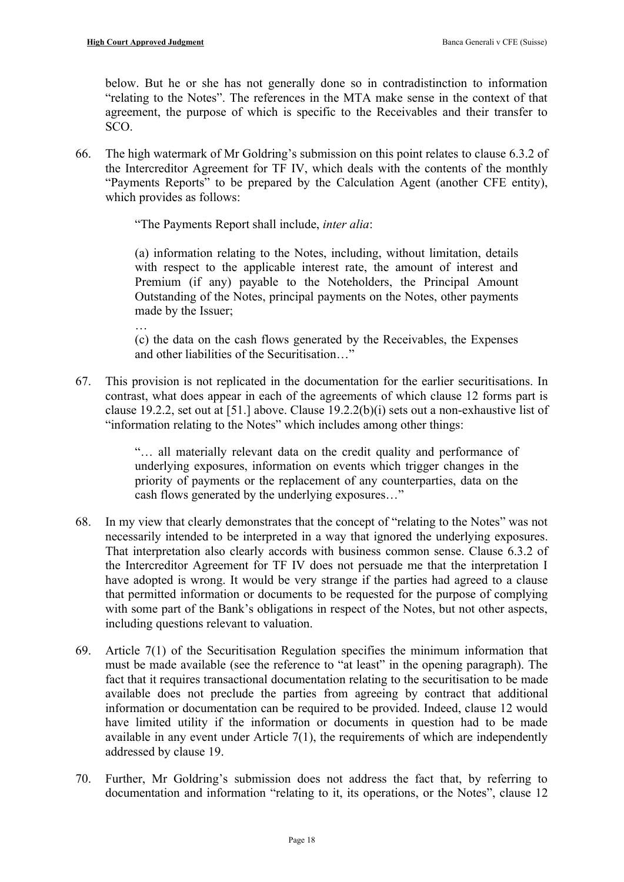below. But he or she has not generally done so in contradistinction to information "relating to the Notes". The references in the MTA make sense in the context of that agreement, the purpose of which is specific to the Receivables and their transfer to SCO.

66. The high watermark of Mr Goldring's submission on this point relates to clause 6.3.2 of the Intercreditor Agreement for TF IV, which deals with the contents of the monthly "Payments Reports" to be prepared by the Calculation Agent (another CFE entity), which provides as follows:

> "The Payments Report shall include, *inter alia*:
>
> (a) information relating to the Notes, including, without limitation, details with respect to the applicable interest rate, the amount of interest and Premium (if any) payable to the Noteholders, the Principal Amount Outstanding of the Notes, principal payments on the Notes, other payments made by the Issuer;
>
> …
>
> (c) the data on the cash flows generated by the Receivables, the Expenses and other liabilities of the Securitisation…"

67. This provision is not replicated in the documentation for the earlier securitisations. In contrast, what does appear in each of the agreements of which clause 12 forms part is clause 19.2.2, set out at [51.] above. Clause 19.2.2(b)(i) sets out a non-exhaustive list of "information relating to the Notes" which includes among other things:

> "… all materially relevant data on the credit quality and performance of underlying exposures, information on events which trigger changes in the priority of payments or the replacement of any counterparties, data on the cash flows generated by the underlying exposures…"

68. In my view that clearly demonstrates that the concept of "relating to the Notes" was not necessarily intended to be interpreted in a way that ignored the underlying exposures. That interpretation also clearly accords with business common sense. Clause 6.3.2 of the Intercreditor Agreement for TF IV does not persuade me that the interpretation I have adopted is wrong. It would be very strange if the parties had agreed to a clause that permitted information or documents to be requested for the purpose of complying with some part of the Bank's obligations in respect of the Notes, but not other aspects, including questions relevant to valuation.

69. Article 7(1) of the Securitisation Regulation specifies the minimum information that must be made available (see the reference to "at least" in the opening paragraph). The fact that it requires transactional documentation relating to the securitisation to be made available does not preclude the parties from agreeing by contract that additional information or documentation can be required to be provided. Indeed, clause 12 would have limited utility if the information or documents in question had to be made available in any event under Article 7(1), the requirements of which are independently addressed by clause 19.

70. Further, Mr Goldring's submission does not address the fact that, by referring to documentation and information "relating to it, its operations, or the Notes", clause 12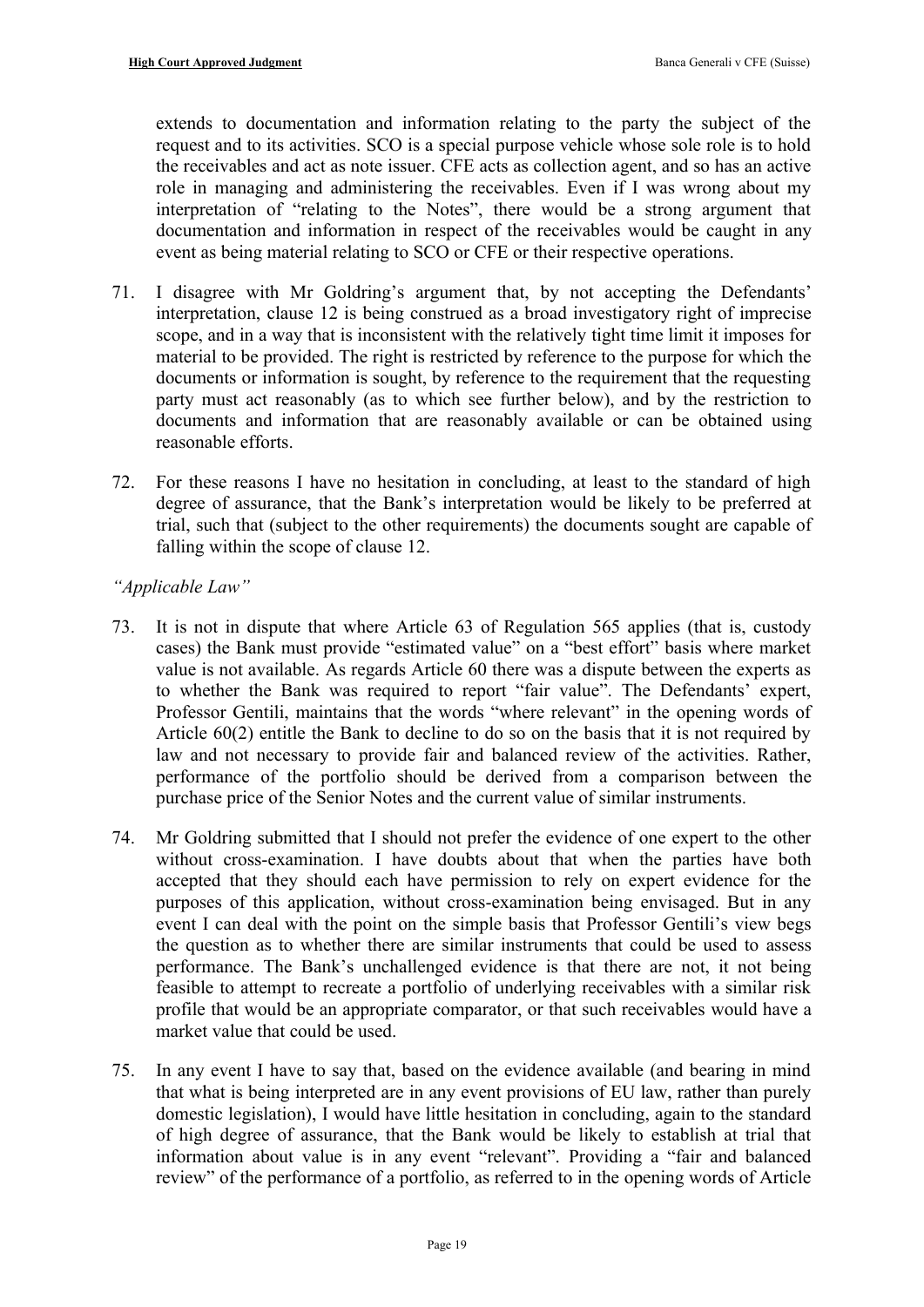extends to documentation and information relating to the party the subject of the request and to its activities. SCO is a special purpose vehicle whose sole role is to hold the receivables and act as note issuer. CFE acts as collection agent, and so has an active role in managing and administering the receivables. Even if I was wrong about my interpretation of "relating to the Notes", there would be a strong argument that documentation and information in respect of the receivables would be caught in any event as being material relating to SCO or CFE or their respective operations.

71. I disagree with Mr Goldring's argument that, by not accepting the Defendants' interpretation, clause 12 is being construed as a broad investigatory right of imprecise scope, and in a way that is inconsistent with the relatively tight time limit it imposes for material to be provided. The right is restricted by reference to the purpose for which the documents or information is sought, by reference to the requirement that the requesting party must act reasonably (as to which see further below), and by the restriction to documents and information that are reasonably available or can be obtained using reasonable efforts.

72. For these reasons I have no hesitation in concluding, at least to the standard of high degree of assurance, that the Bank's interpretation would be likely to be preferred at trial, such that (subject to the other requirements) the documents sought are capable of falling within the scope of clause 12.

*"Applicable Law"*

73. It is not in dispute that where Article 63 of Regulation 565 applies (that is, custody cases) the Bank must provide "estimated value" on a "best effort" basis where market value is not available. As regards Article 60 there was a dispute between the experts as to whether the Bank was required to report "fair value". The Defendants' expert, Professor Gentili, maintains that the words "where relevant" in the opening words of Article 60(2) entitle the Bank to decline to do so on the basis that it is not required by law and not necessary to provide fair and balanced review of the activities. Rather, performance of the portfolio should be derived from a comparison between the purchase price of the Senior Notes and the current value of similar instruments.

74. Mr Goldring submitted that I should not prefer the evidence of one expert to the other without cross-examination. I have doubts about that when the parties have both accepted that they should each have permission to rely on expert evidence for the purposes of this application, without cross-examination being envisaged. But in any event I can deal with the point on the simple basis that Professor Gentili's view begs the question as to whether there are similar instruments that could be used to assess performance. The Bank's unchallenged evidence is that there are not, it not being feasible to attempt to recreate a portfolio of underlying receivables with a similar risk profile that would be an appropriate comparator, or that such receivables would have a market value that could be used.

75. In any event I have to say that, based on the evidence available (and bearing in mind that what is being interpreted are in any event provisions of EU law, rather than purely domestic legislation), I would have little hesitation in concluding, again to the standard of high degree of assurance, that the Bank would be likely to establish at trial that information about value is in any event "relevant". Providing a "fair and balanced review" of the performance of a portfolio, as referred to in the opening words of Article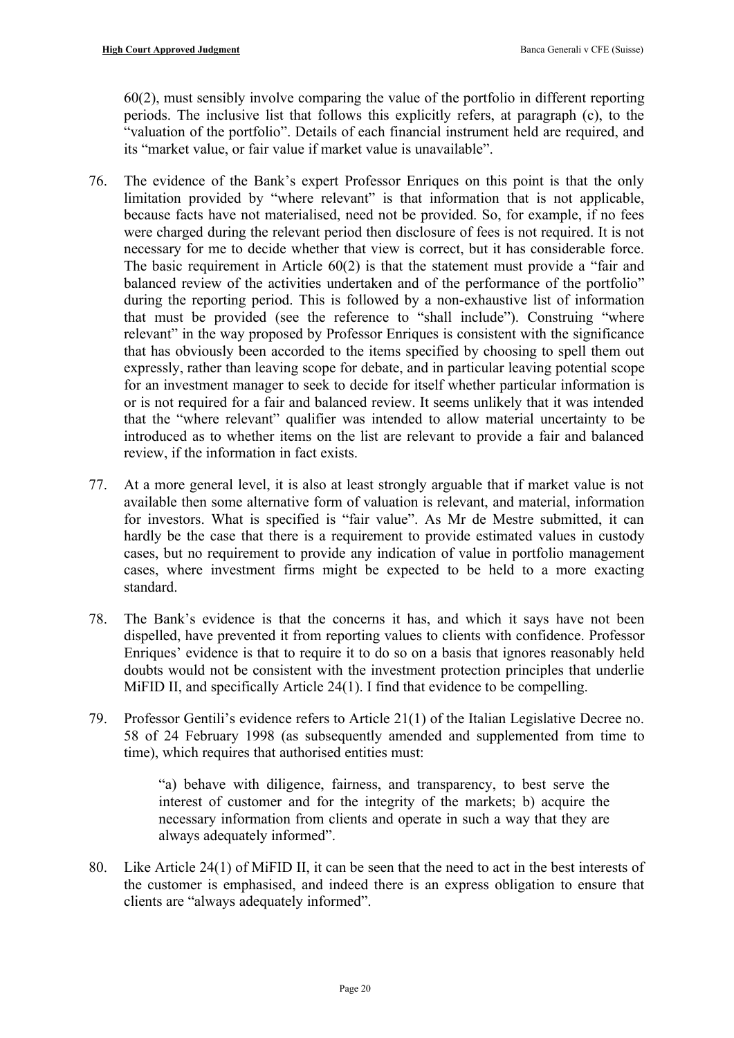60(2), must sensibly involve comparing the value of the portfolio in different reporting periods. The inclusive list that follows this explicitly refers, at paragraph (c), to the "valuation of the portfolio". Details of each financial instrument held are required, and its "market value, or fair value if market value is unavailable".

76. The evidence of the Bank's expert Professor Enriques on this point is that the only limitation provided by "where relevant" is that information that is not applicable, because facts have not materialised, need not be provided. So, for example, if no fees were charged during the relevant period then disclosure of fees is not required. It is not necessary for me to decide whether that view is correct, but it has considerable force. The basic requirement in Article 60(2) is that the statement must provide a "fair and balanced review of the activities undertaken and of the performance of the portfolio" during the reporting period. This is followed by a non-exhaustive list of information that must be provided (see the reference to "shall include"). Construing "where relevant" in the way proposed by Professor Enriques is consistent with the significance that has obviously been accorded to the items specified by choosing to spell them out expressly, rather than leaving scope for debate, and in particular leaving potential scope for an investment manager to seek to decide for itself whether particular information is or is not required for a fair and balanced review. It seems unlikely that it was intended that the "where relevant" qualifier was intended to allow material uncertainty to be introduced as to whether items on the list are relevant to provide a fair and balanced review, if the information in fact exists.

77. At a more general level, it is also at least strongly arguable that if market value is not available then some alternative form of valuation is relevant, and material, information for investors. What is specified is "fair value". As Mr de Mestre submitted, it can hardly be the case that there is a requirement to provide estimated values in custody cases, but no requirement to provide any indication of value in portfolio management cases, where investment firms might be expected to be held to a more exacting standard.

78. The Bank's evidence is that the concerns it has, and which it says have not been dispelled, have prevented it from reporting values to clients with confidence. Professor Enriques' evidence is that to require it to do so on a basis that ignores reasonably held doubts would not be consistent with the investment protection principles that underlie MiFID II, and specifically Article 24(1). I find that evidence to be compelling.

79. Professor Gentili's evidence refers to Article 21(1) of the Italian Legislative Decree no. 58 of 24 February 1998 (as subsequently amended and supplemented from time to time), which requires that authorised entities must:

> "a) behave with diligence, fairness, and transparency, to best serve the interest of customer and for the integrity of the markets; b) acquire the necessary information from clients and operate in such a way that they are always adequately informed".

80. Like Article 24(1) of MiFID II, it can be seen that the need to act in the best interests of the customer is emphasised, and indeed there is an express obligation to ensure that clients are "always adequately informed".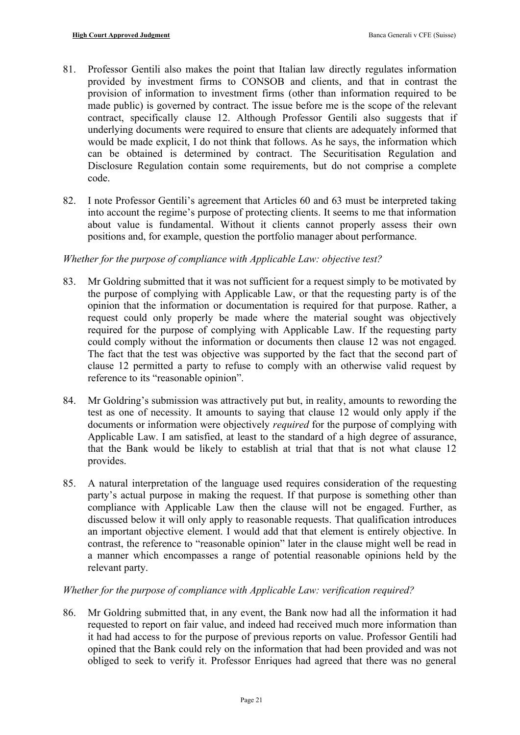81. Professor Gentili also makes the point that Italian law directly regulates information provided by investment firms to CONSOB and clients, and that in contrast the provision of information to investment firms (other than information required to be made public) is governed by contract. The issue before me is the scope of the relevant contract, specifically clause 12. Although Professor Gentili also suggests that if underlying documents were required to ensure that clients are adequately informed that would be made explicit, I do not think that follows. As he says, the information which can be obtained is determined by contract. The Securitisation Regulation and Disclosure Regulation contain some requirements, but do not comprise a complete code.

82. I note Professor Gentili's agreement that Articles 60 and 63 must be interpreted taking into account the regime's purpose of protecting clients. It seems to me that information about value is fundamental. Without it clients cannot properly assess their own positions and, for example, question the portfolio manager about performance.

*Whether for the purpose of compliance with Applicable Law: objective test?*

83. Mr Goldring submitted that it was not sufficient for a request simply to be motivated by the purpose of complying with Applicable Law, or that the requesting party is of the opinion that the information or documentation is required for that purpose. Rather, a request could only properly be made where the material sought was objectively required for the purpose of complying with Applicable Law. If the requesting party could comply without the information or documents then clause 12 was not engaged. The fact that the test was objective was supported by the fact that the second part of clause 12 permitted a party to refuse to comply with an otherwise valid request by reference to its "reasonable opinion".

84. Mr Goldring's submission was attractively put but, in reality, amounts to rewording the test as one of necessity. It amounts to saying that clause 12 would only apply if the documents or information were objectively *required* for the purpose of complying with Applicable Law. I am satisfied, at least to the standard of a high degree of assurance, that the Bank would be likely to establish at trial that that is not what clause 12 provides.

85. A natural interpretation of the language used requires consideration of the requesting party's actual purpose in making the request. If that purpose is something other than compliance with Applicable Law then the clause will not be engaged. Further, as discussed below it will only apply to reasonable requests. That qualification introduces an important objective element. I would add that that element is entirely objective. In contrast, the reference to "reasonable opinion" later in the clause might well be read in a manner which encompasses a range of potential reasonable opinions held by the relevant party.

*Whether for the purpose of compliance with Applicable Law: verification required?*

86. Mr Goldring submitted that, in any event, the Bank now had all the information it had requested to report on fair value, and indeed had received much more information than it had had access to for the purpose of previous reports on value. Professor Gentili had opined that the Bank could rely on the information that had been provided and was not obliged to seek to verify it. Professor Enriques had agreed that there was no general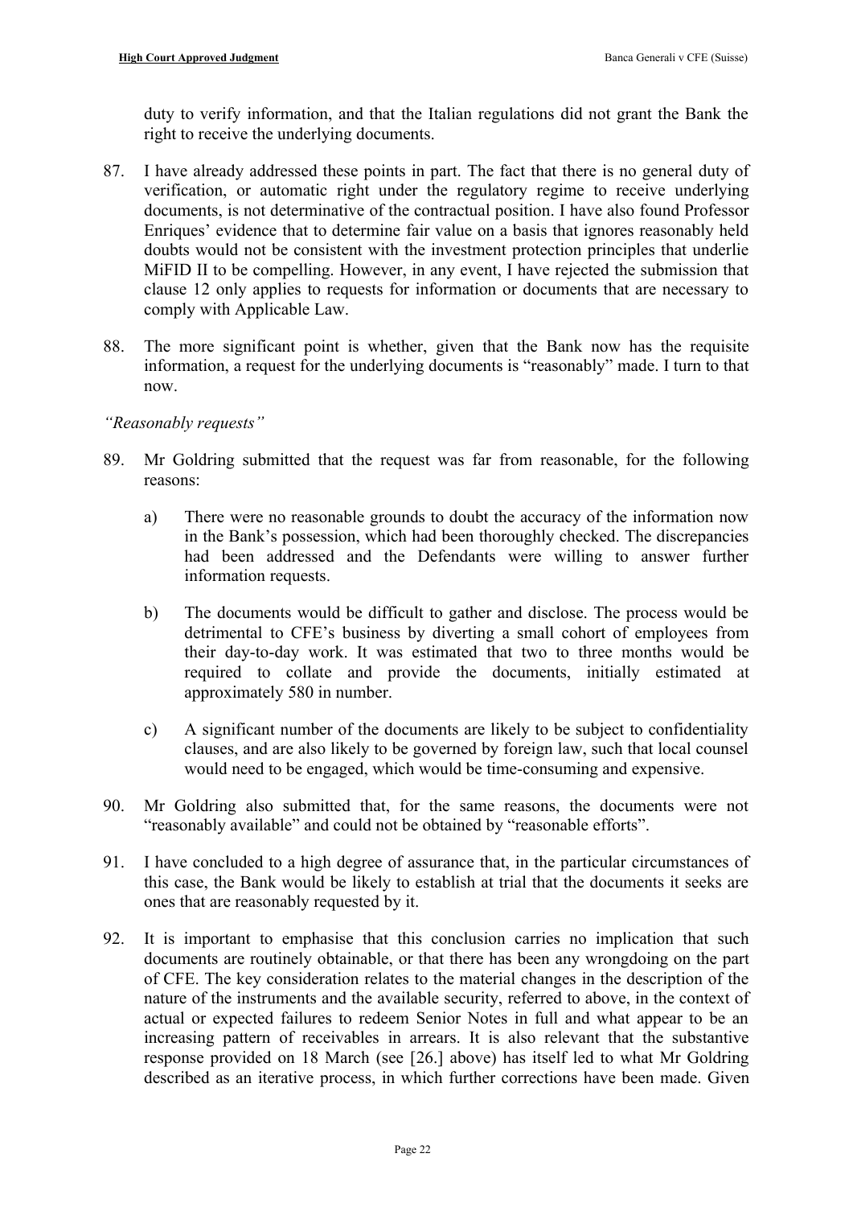duty to verify information, and that the Italian regulations did not grant the Bank the right to receive the underlying documents.

87. I have already addressed these points in part. The fact that there is no general duty of verification, or automatic right under the regulatory regime to receive underlying documents, is not determinative of the contractual position. I have also found Professor Enriques' evidence that to determine fair value on a basis that ignores reasonably held doubts would not be consistent with the investment protection principles that underlie MiFID II to be compelling. However, in any event, I have rejected the submission that clause 12 only applies to requests for information or documents that are necessary to comply with Applicable Law.

88. The more significant point is whether, given that the Bank now has the requisite information, a request for the underlying documents is "reasonably" made. I turn to that now.

*"Reasonably requests"*

89. Mr Goldring submitted that the request was far from reasonable, for the following reasons:

    a) There were no reasonable grounds to doubt the accuracy of the information now in the Bank's possession, which had been thoroughly checked. The discrepancies had been addressed and the Defendants were willing to answer further information requests.

    b) The documents would be difficult to gather and disclose. The process would be detrimental to CFE's business by diverting a small cohort of employees from their day-to-day work. It was estimated that two to three months would be required to collate and provide the documents, initially estimated at approximately 580 in number.

    c) A significant number of the documents are likely to be subject to confidentiality clauses, and are also likely to be governed by foreign law, such that local counsel would need to be engaged, which would be time-consuming and expensive.

90. Mr Goldring also submitted that, for the same reasons, the documents were not "reasonably available" and could not be obtained by "reasonable efforts".

91. I have concluded to a high degree of assurance that, in the particular circumstances of this case, the Bank would be likely to establish at trial that the documents it seeks are ones that are reasonably requested by it.

92. It is important to emphasise that this conclusion carries no implication that such documents are routinely obtainable, or that there has been any wrongdoing on the part of CFE. The key consideration relates to the material changes in the description of the nature of the instruments and the available security, referred to above, in the context of actual or expected failures to redeem Senior Notes in full and what appear to be an increasing pattern of receivables in arrears. It is also relevant that the substantive response provided on 18 March (see [26.] above) has itself led to what Mr Goldring described as an iterative process, in which further corrections have been made. Given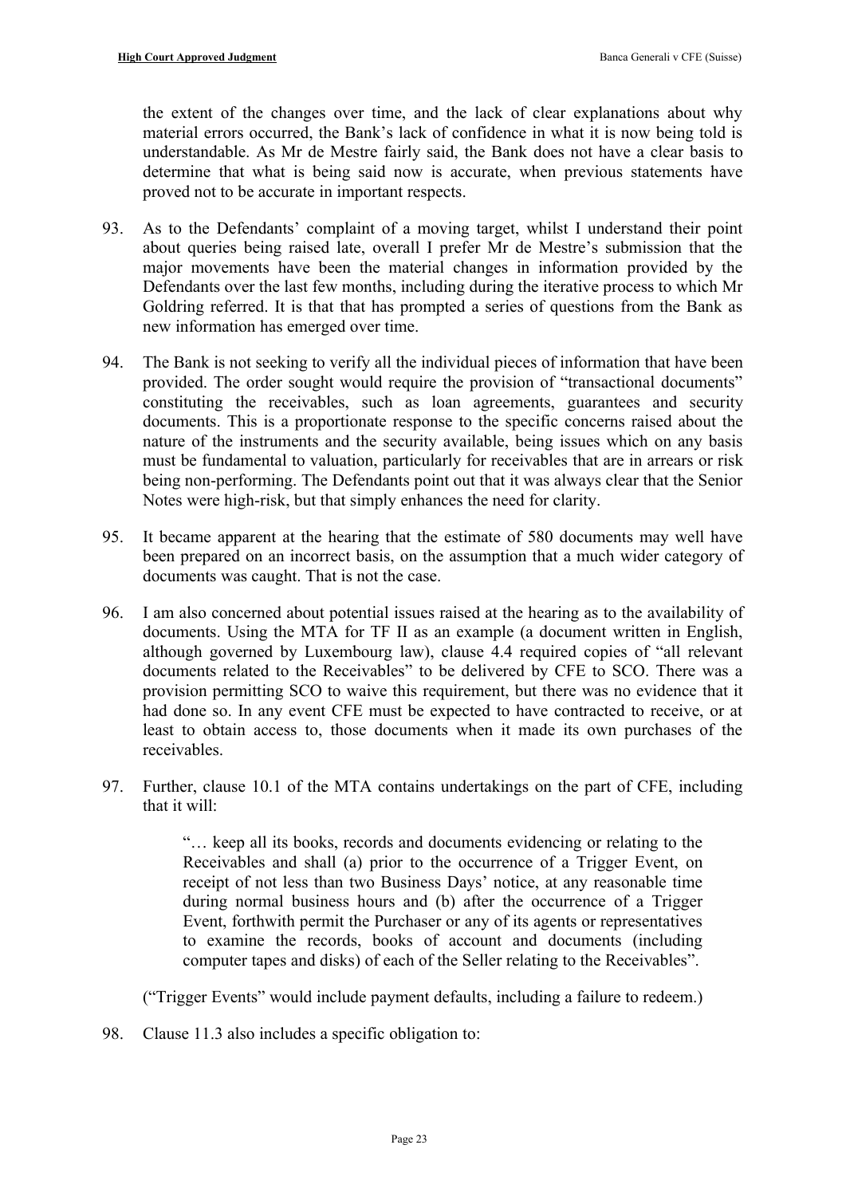the extent of the changes over time, and the lack of clear explanations about why material errors occurred, the Bank's lack of confidence in what it is now being told is understandable. As Mr de Mestre fairly said, the Bank does not have a clear basis to determine that what is being said now is accurate, when previous statements have proved not to be accurate in important respects.

93. As to the Defendants' complaint of a moving target, whilst I understand their point about queries being raised late, overall I prefer Mr de Mestre's submission that the major movements have been the material changes in information provided by the Defendants over the last few months, including during the iterative process to which Mr Goldring referred. It is that that has prompted a series of questions from the Bank as new information has emerged over time.

94. The Bank is not seeking to verify all the individual pieces of information that have been provided. The order sought would require the provision of "transactional documents" constituting the receivables, such as loan agreements, guarantees and security documents. This is a proportionate response to the specific concerns raised about the nature of the instruments and the security available, being issues which on any basis must be fundamental to valuation, particularly for receivables that are in arrears or risk being non-performing. The Defendants point out that it was always clear that the Senior Notes were high-risk, but that simply enhances the need for clarity.

95. It became apparent at the hearing that the estimate of 580 documents may well have been prepared on an incorrect basis, on the assumption that a much wider category of documents was caught. That is not the case.

96. I am also concerned about potential issues raised at the hearing as to the availability of documents. Using the MTA for TF II as an example (a document written in English, although governed by Luxembourg law), clause 4.4 required copies of "all relevant documents related to the Receivables" to be delivered by CFE to SCO. There was a provision permitting SCO to waive this requirement, but there was no evidence that it had done so. In any event CFE must be expected to have contracted to receive, or at least to obtain access to, those documents when it made its own purchases of the receivables.

97. Further, clause 10.1 of the MTA contains undertakings on the part of CFE, including that it will:

> "… keep all its books, records and documents evidencing or relating to the Receivables and shall (a) prior to the occurrence of a Trigger Event, on receipt of not less than two Business Days' notice, at any reasonable time during normal business hours and (b) after the occurrence of a Trigger Event, forthwith permit the Purchaser or any of its agents or representatives to examine the records, books of account and documents (including computer tapes and disks) of each of the Seller relating to the Receivables".

("Trigger Events" would include payment defaults, including a failure to redeem.)

98. Clause 11.3 also includes a specific obligation to: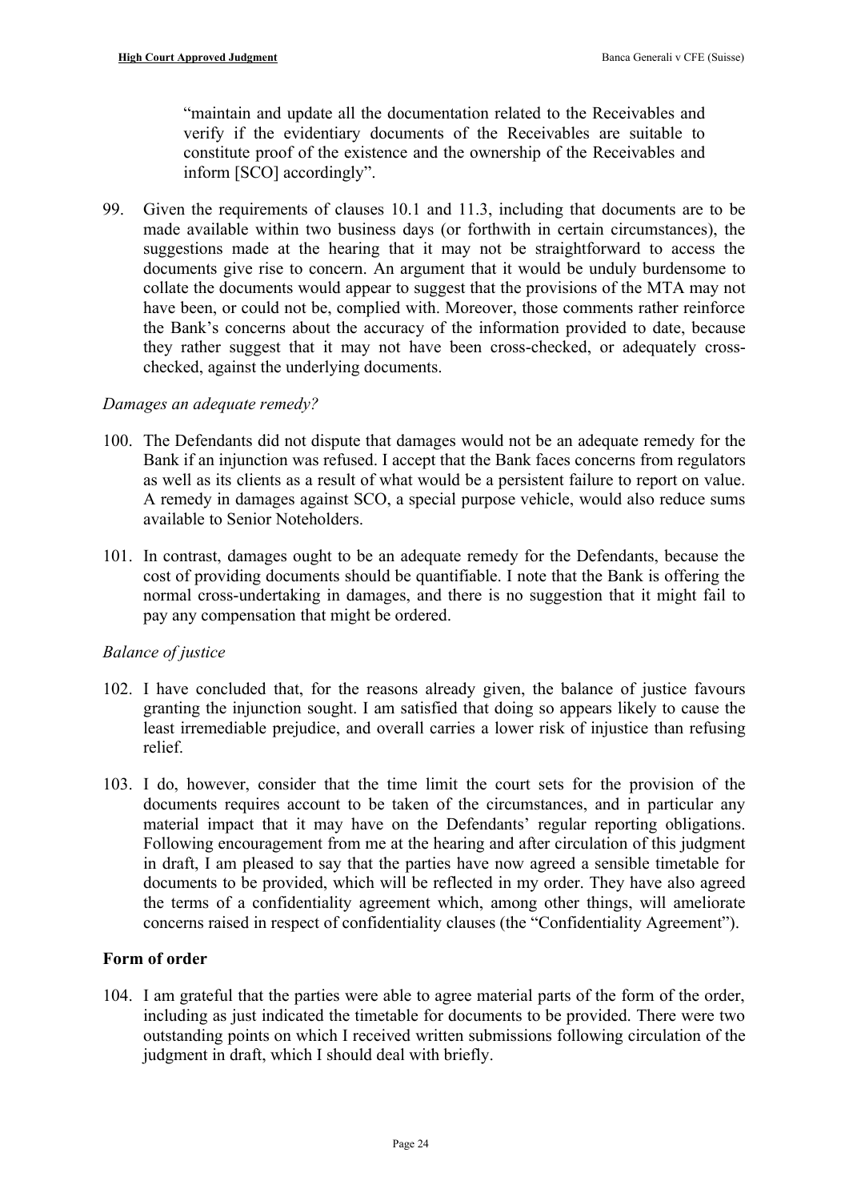> "maintain and update all the documentation related to the Receivables and verify if the evidentiary documents of the Receivables are suitable to constitute proof of the existence and the ownership of the Receivables and inform [SCO] accordingly".

99. Given the requirements of clauses 10.1 and 11.3, including that documents are to be made available within two business days (or forthwith in certain circumstances), the suggestions made at the hearing that it may not be straightforward to access the documents give rise to concern. An argument that it would be unduly burdensome to collate the documents would appear to suggest that the provisions of the MTA may not have been, or could not be, complied with. Moreover, those comments rather reinforce the Bank's concerns about the accuracy of the information provided to date, because they rather suggest that it may not have been cross-checked, or adequately cross-checked, against the underlying documents.

*Damages an adequate remedy?*

100. The Defendants did not dispute that damages would not be an adequate remedy for the Bank if an injunction was refused. I accept that the Bank faces concerns from regulators as well as its clients as a result of what would be a persistent failure to report on value. A remedy in damages against SCO, a special purpose vehicle, would also reduce sums available to Senior Noteholders.

101. In contrast, damages ought to be an adequate remedy for the Defendants, because the cost of providing documents should be quantifiable. I note that the Bank is offering the normal cross-undertaking in damages, and there is no suggestion that it might fail to pay any compensation that might be ordered.

*Balance of justice*

102. I have concluded that, for the reasons already given, the balance of justice favours granting the injunction sought. I am satisfied that doing so appears likely to cause the least irremediable prejudice, and overall carries a lower risk of injustice than refusing relief.

103. I do, however, consider that the time limit the court sets for the provision of the documents requires account to be taken of the circumstances, and in particular any material impact that it may have on the Defendants' regular reporting obligations. Following encouragement from me at the hearing and after circulation of this judgment in draft, I am pleased to say that the parties have now agreed a sensible timetable for documents to be provided, which will be reflected in my order. They have also agreed the terms of a confidentiality agreement which, among other things, will ameliorate concerns raised in respect of confidentiality clauses (the "Confidentiality Agreement").

**Form of order**

104. I am grateful that the parties were able to agree material parts of the form of the order, including as just indicated the timetable for documents to be provided. There were two outstanding points on which I received written submissions following circulation of the judgment in draft, which I should deal with briefly.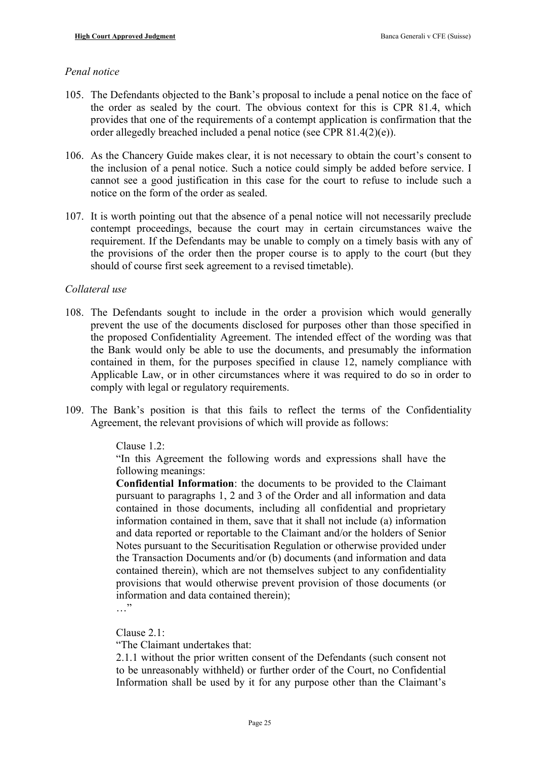*Penal notice*

105. The Defendants objected to the Bank's proposal to include a penal notice on the face of the order as sealed by the court. The obvious context for this is CPR 81.4, which provides that one of the requirements of a contempt application is confirmation that the order allegedly breached included a penal notice (see CPR 81.4(2)(e)).

106. As the Chancery Guide makes clear, it is not necessary to obtain the court's consent to the inclusion of a penal notice. Such a notice could simply be added before service. I cannot see a good justification in this case for the court to refuse to include such a notice on the form of the order as sealed.

107. It is worth pointing out that the absence of a penal notice will not necessarily preclude contempt proceedings, because the court may in certain circumstances waive the requirement. If the Defendants may be unable to comply on a timely basis with any of the provisions of the order then the proper course is to apply to the court (but they should of course first seek agreement to a revised timetable).

*Collateral use*

108. The Defendants sought to include in the order a provision which would generally prevent the use of the documents disclosed for purposes other than those specified in the proposed Confidentiality Agreement. The intended effect of the wording was that the Bank would only be able to use the documents, and presumably the information contained in them, for the purposes specified in clause 12, namely compliance with Applicable Law, or in other circumstances where it was required to do so in order to comply with legal or regulatory requirements.

109. The Bank's position is that this fails to reflect the terms of the Confidentiality Agreement, the relevant provisions of which will provide as follows:

> Clause 1.2:
>
> "In this Agreement the following words and expressions shall have the following meanings:
>
> **Confidential Information**: the documents to be provided to the Claimant pursuant to paragraphs 1, 2 and 3 of the Order and all information and data contained in those documents, including all confidential and proprietary information contained in them, save that it shall not include (a) information and data reported or reportable to the Claimant and/or the holders of Senior Notes pursuant to the Securitisation Regulation or otherwise provided under the Transaction Documents and/or (b) documents (and information and data contained therein), which are not themselves subject to any confidentiality provisions that would otherwise prevent provision of those documents (or information and data contained therein);
>
> …"
>
> Clause 2.1:
>
> "The Claimant undertakes that:
>
> 2.1.1 without the prior written consent of the Defendants (such consent not to be unreasonably withheld) or further order of the Court, no Confidential Information shall be used by it for any purpose other than the Claimant's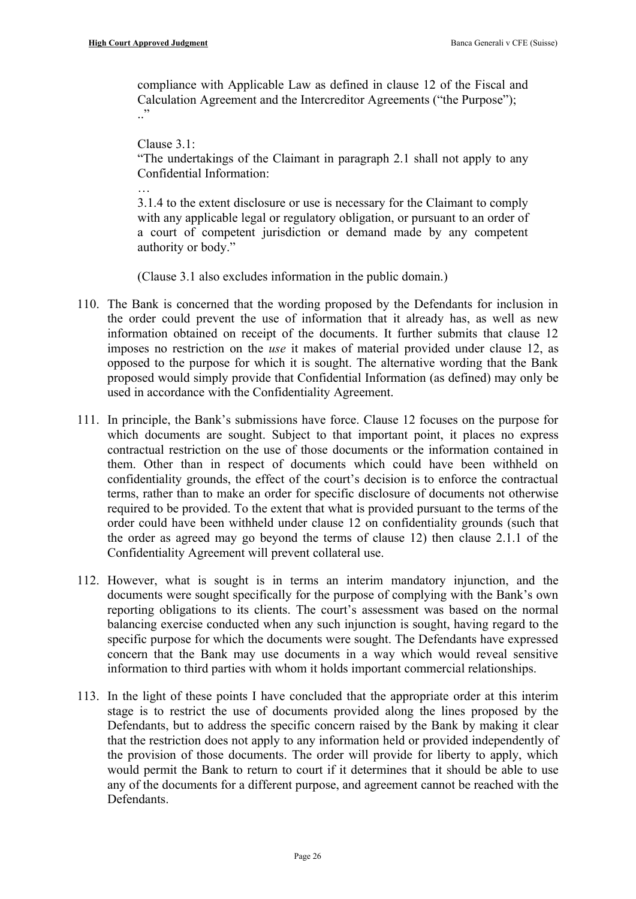compliance with Applicable Law as defined in clause 12 of the Fiscal and Calculation Agreement and the Intercreditor Agreements ("the Purpose"); .."

Clause 3.1:
"The undertakings of the Claimant in paragraph 2.1 shall not apply to any Confidential Information:

…

3.1.4 to the extent disclosure or use is necessary for the Claimant to comply with any applicable legal or regulatory obligation, or pursuant to an order of a court of competent jurisdiction or demand made by any competent authority or body."

(Clause 3.1 also excludes information in the public domain.)

110. The Bank is concerned that the wording proposed by the Defendants for inclusion in the order could prevent the use of information that it already has, as well as new information obtained on receipt of the documents. It further submits that clause 12 imposes no restriction on the *use* it makes of material provided under clause 12, as opposed to the purpose for which it is sought. The alternative wording that the Bank proposed would simply provide that Confidential Information (as defined) may only be used in accordance with the Confidentiality Agreement.

111. In principle, the Bank's submissions have force. Clause 12 focuses on the purpose for which documents are sought. Subject to that important point, it places no express contractual restriction on the use of those documents or the information contained in them. Other than in respect of documents which could have been withheld on confidentiality grounds, the effect of the court's decision is to enforce the contractual terms, rather than to make an order for specific disclosure of documents not otherwise required to be provided. To the extent that what is provided pursuant to the terms of the order could have been withheld under clause 12 on confidentiality grounds (such that the order as agreed may go beyond the terms of clause 12) then clause 2.1.1 of the Confidentiality Agreement will prevent collateral use.

112. However, what is sought is in terms an interim mandatory injunction, and the documents were sought specifically for the purpose of complying with the Bank's own reporting obligations to its clients. The court's assessment was based on the normal balancing exercise conducted when any such injunction is sought, having regard to the specific purpose for which the documents were sought. The Defendants have expressed concern that the Bank may use documents in a way which would reveal sensitive information to third parties with whom it holds important commercial relationships.

113. In the light of these points I have concluded that the appropriate order at this interim stage is to restrict the use of documents provided along the lines proposed by the Defendants, but to address the specific concern raised by the Bank by making it clear that the restriction does not apply to any information held or provided independently of the provision of those documents. The order will provide for liberty to apply, which would permit the Bank to return to court if it determines that it should be able to use any of the documents for a different purpose, and agreement cannot be reached with the Defendants.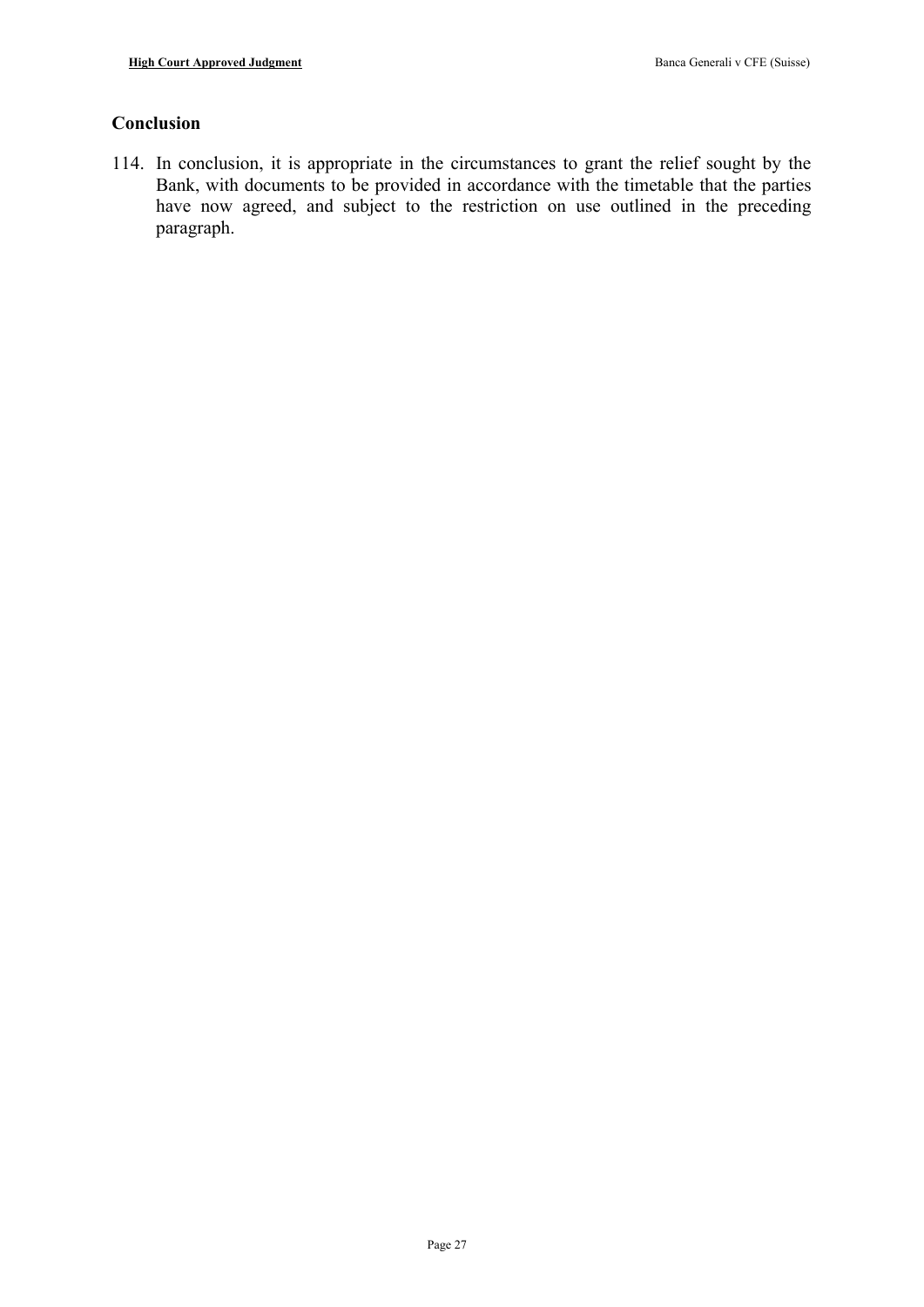## Conclusion

114. In conclusion, it is appropriate in the circumstances to grant the relief sought by the Bank, with documents to be provided in accordance with the timetable that the parties have now agreed, and subject to the restriction on use outlined in the preceding paragraph.